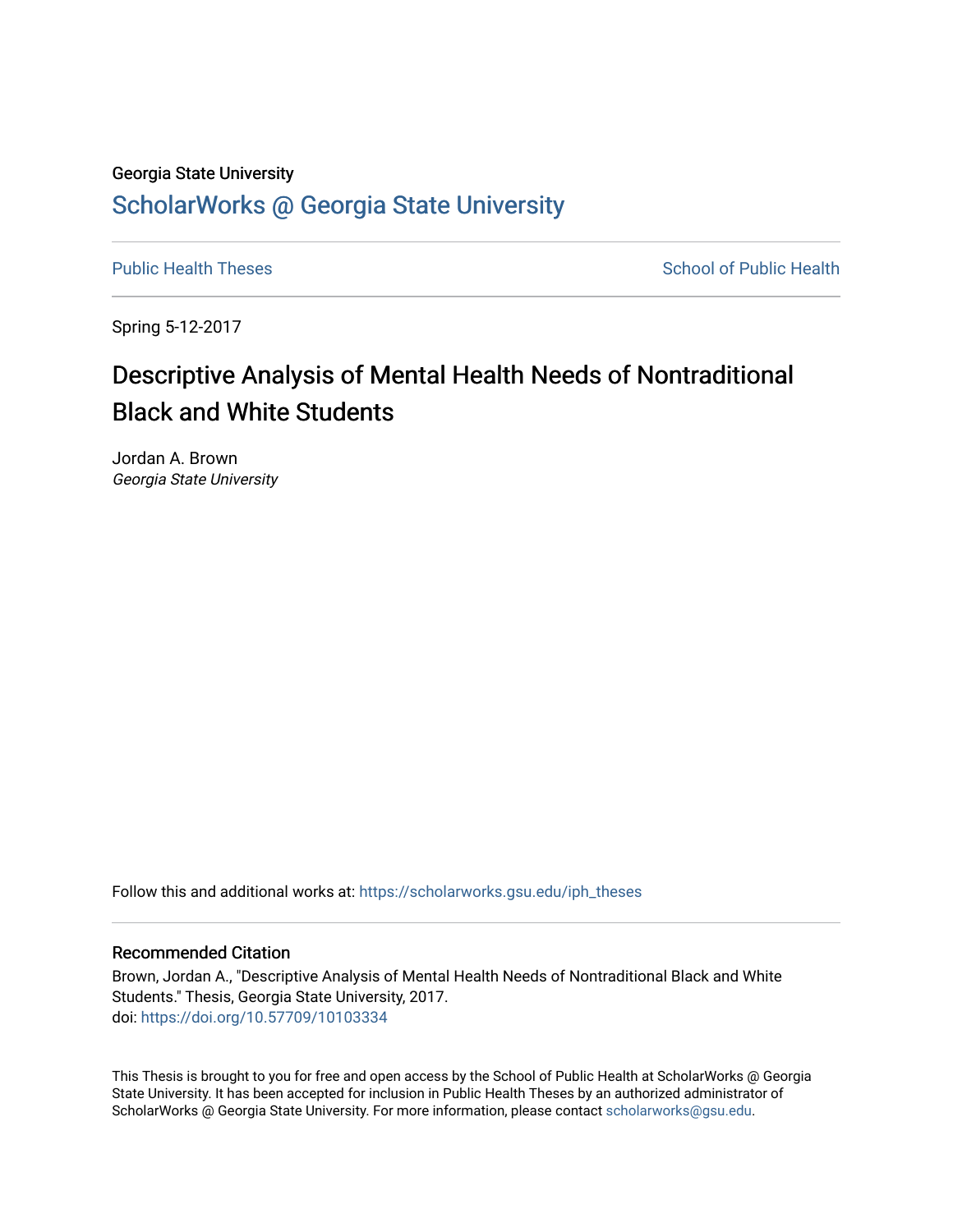Georgia State University

# ScholarWorks @ Georgia State University

Public Health Theses

School of Public Health

Spring 5-12-2017

## Descriptive Analysis of Mental Health Needs of Nontraditional Black and White Students

Jordan A. Brown
*Georgia State University*

Follow this and additional works at: https://scholarworks.gsu.edu/iph_theses

### Recommended Citation

Brown, Jordan A., "Descriptive Analysis of Mental Health Needs of Nontraditional Black and White Students." Thesis, Georgia State University, 2017.
doi: https://doi.org/10.57709/10103334

This Thesis is brought to you for free and open access by the School of Public Health at ScholarWorks @ Georgia State University. It has been accepted for inclusion in Public Health Theses by an authorized administrator of ScholarWorks @ Georgia State University. For more information, please contact scholarworks@gsu.edu.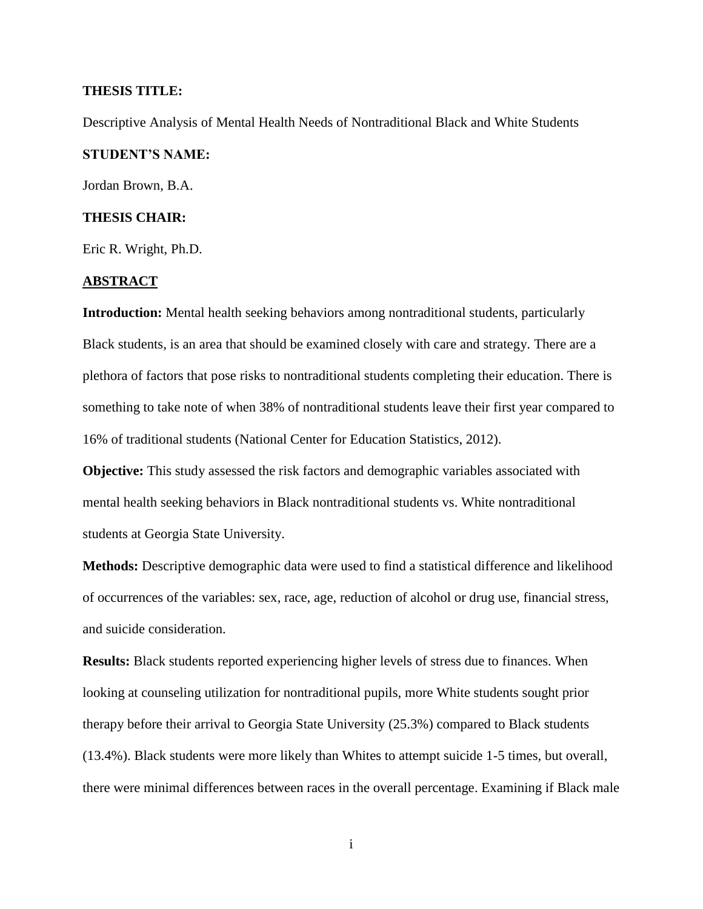**THESIS TITLE:**

Descriptive Analysis of Mental Health Needs of Nontraditional Black and White Students

**STUDENT'S NAME:**

Jordan Brown, B.A.

**THESIS CHAIR:**

Eric R. Wright, Ph.D.

## ABSTRACT

**Introduction:** Mental health seeking behaviors among nontraditional students, particularly Black students, is an area that should be examined closely with care and strategy. There are a plethora of factors that pose risks to nontraditional students completing their education. There is something to take note of when 38% of nontraditional students leave their first year compared to 16% of traditional students (National Center for Education Statistics, 2012).

**Objective:** This study assessed the risk factors and demographic variables associated with mental health seeking behaviors in Black nontraditional students vs. White nontraditional students at Georgia State University.

**Methods:** Descriptive demographic data were used to find a statistical difference and likelihood of occurrences of the variables: sex, race, age, reduction of alcohol or drug use, financial stress, and suicide consideration.

**Results:** Black students reported experiencing higher levels of stress due to finances. When looking at counseling utilization for nontraditional pupils, more White students sought prior therapy before their arrival to Georgia State University (25.3%) compared to Black students (13.4%). Black students were more likely than Whites to attempt suicide 1-5 times, but overall, there were minimal differences between races in the overall percentage. Examining if Black male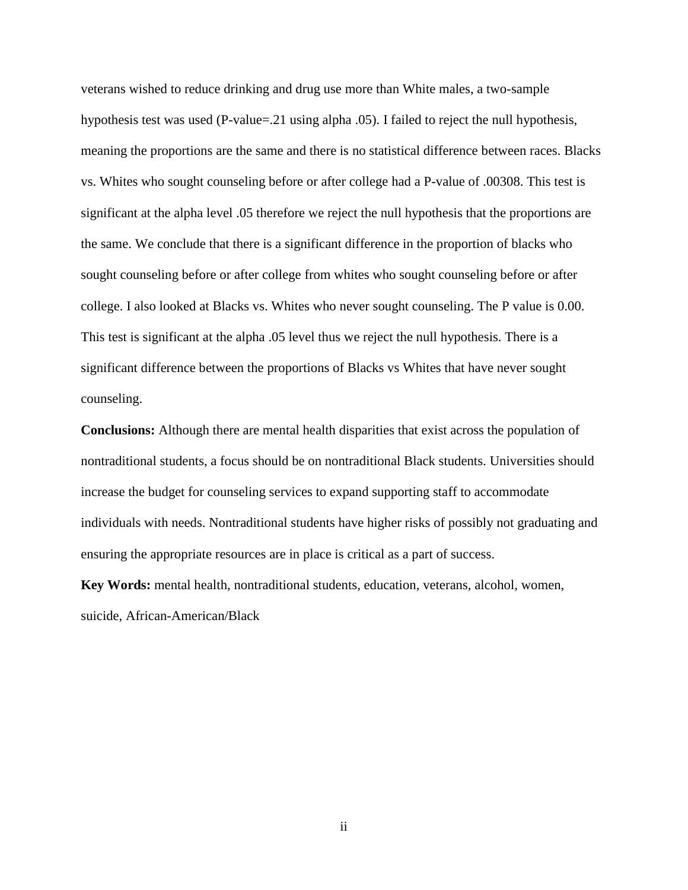veterans wished to reduce drinking and drug use more than White males, a two-sample hypothesis test was used (P-value=.21 using alpha .05). I failed to reject the null hypothesis, meaning the proportions are the same and there is no statistical difference between races. Blacks vs. Whites who sought counseling before or after college had a P-value of .00308. This test is significant at the alpha level .05 therefore we reject the null hypothesis that the proportions are the same. We conclude that there is a significant difference in the proportion of blacks who sought counseling before or after college from whites who sought counseling before or after college. I also looked at Blacks vs. Whites who never sought counseling. The P value is 0.00. This test is significant at the alpha .05 level thus we reject the null hypothesis. There is a significant difference between the proportions of Blacks vs Whites that have never sought counseling.

**Conclusions:** Although there are mental health disparities that exist across the population of nontraditional students, a focus should be on nontraditional Black students. Universities should increase the budget for counseling services to expand supporting staff to accommodate individuals with needs. Nontraditional students have higher risks of possibly not graduating and ensuring the appropriate resources are in place is critical as a part of success.

**Key Words:** mental health, nontraditional students, education, veterans, alcohol, women, suicide, African-American/Black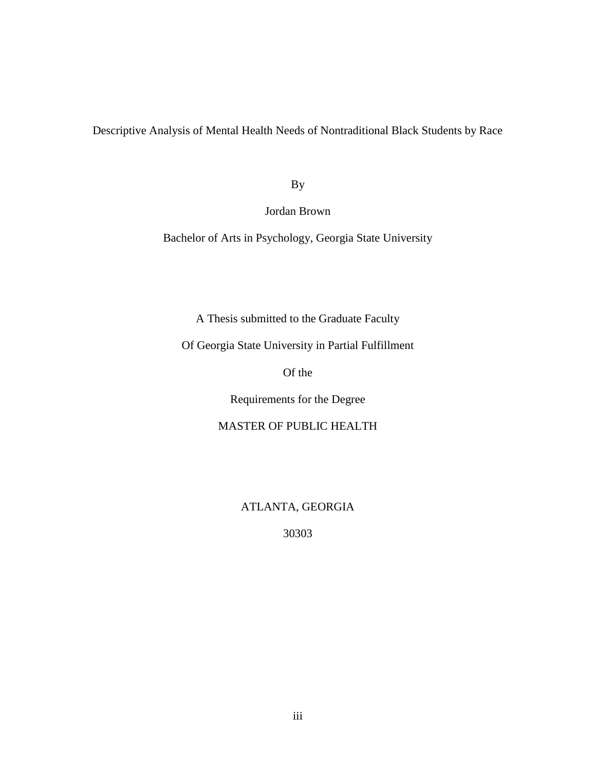Descriptive Analysis of Mental Health Needs of Nontraditional Black Students by Race

By

Jordan Brown

Bachelor of Arts in Psychology, Georgia State University

A Thesis submitted to the Graduate Faculty

Of Georgia State University in Partial Fulfillment

Of the

Requirements for the Degree

MASTER OF PUBLIC HEALTH

ATLANTA, GEORGIA

30303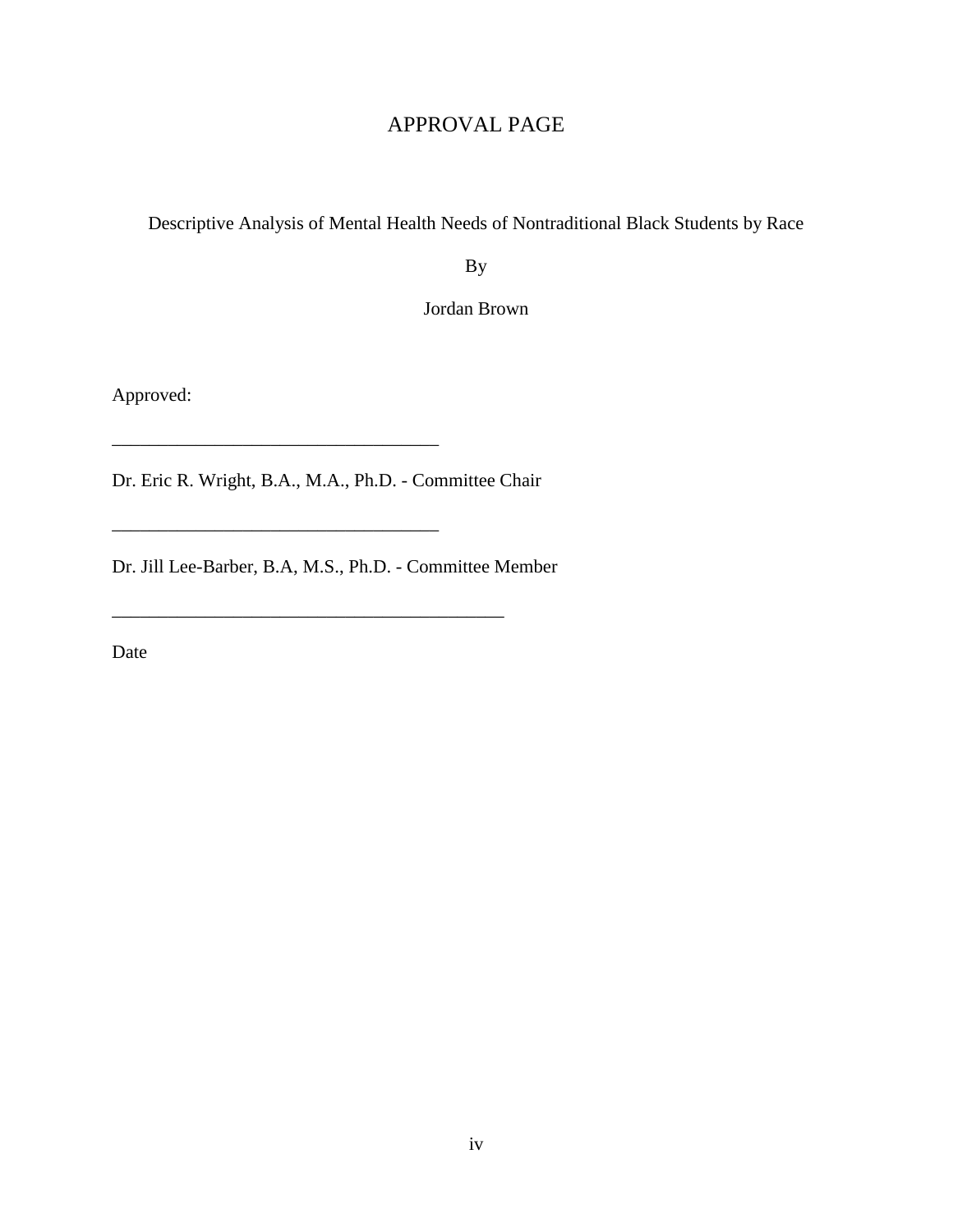# APPROVAL PAGE

Descriptive Analysis of Mental Health Needs of Nontraditional Black Students by Race

By

Jordan Brown

Approved:

___________________________________

Dr. Eric R. Wright, B.A., M.A., Ph.D. - Committee Chair

___________________________________

Dr. Jill Lee-Barber, B.A, M.S., Ph.D. - Committee Member

__________________________________________

Date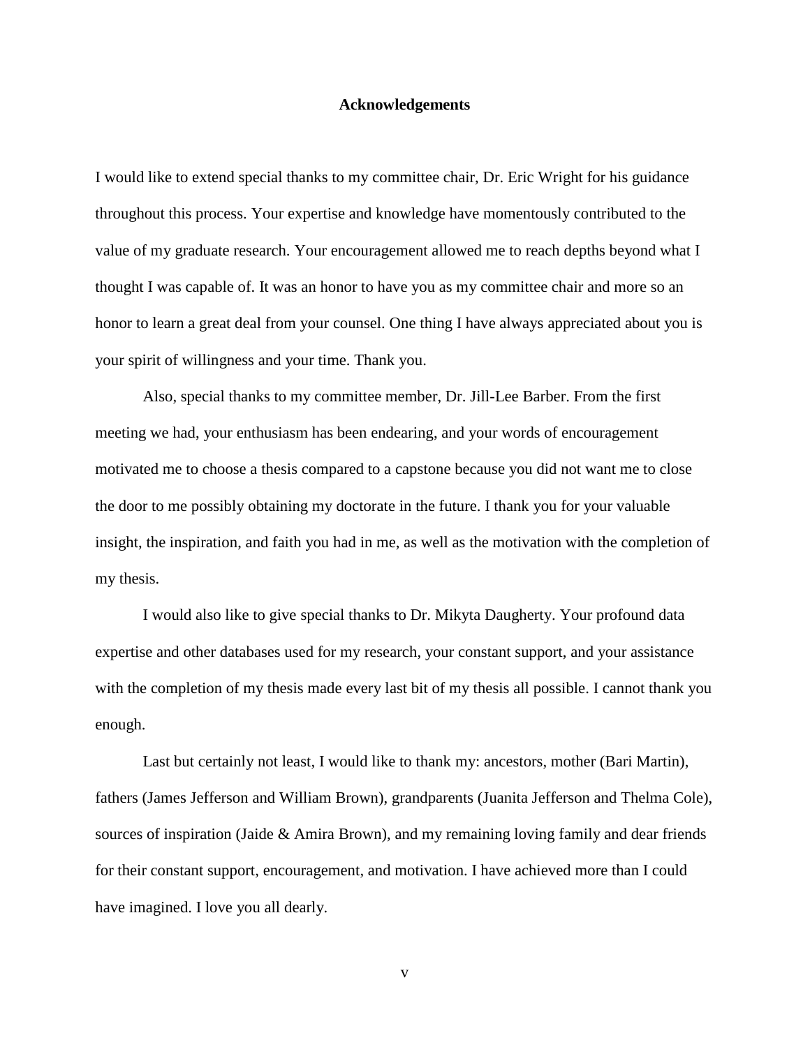# Acknowledgements

I would like to extend special thanks to my committee chair, Dr. Eric Wright for his guidance throughout this process. Your expertise and knowledge have momentously contributed to the value of my graduate research. Your encouragement allowed me to reach depths beyond what I thought I was capable of. It was an honor to have you as my committee chair and more so an honor to learn a great deal from your counsel. One thing I have always appreciated about you is your spirit of willingness and your time. Thank you.

Also, special thanks to my committee member, Dr. Jill-Lee Barber. From the first meeting we had, your enthusiasm has been endearing, and your words of encouragement motivated me to choose a thesis compared to a capstone because you did not want me to close the door to me possibly obtaining my doctorate in the future. I thank you for your valuable insight, the inspiration, and faith you had in me, as well as the motivation with the completion of my thesis.

I would also like to give special thanks to Dr. Mikyta Daugherty. Your profound data expertise and other databases used for my research, your constant support, and your assistance with the completion of my thesis made every last bit of my thesis all possible. I cannot thank you enough.

Last but certainly not least, I would like to thank my: ancestors, mother (Bari Martin), fathers (James Jefferson and William Brown), grandparents (Juanita Jefferson and Thelma Cole), sources of inspiration (Jaide & Amira Brown), and my remaining loving family and dear friends for their constant support, encouragement, and motivation. I have achieved more than I could have imagined. I love you all dearly.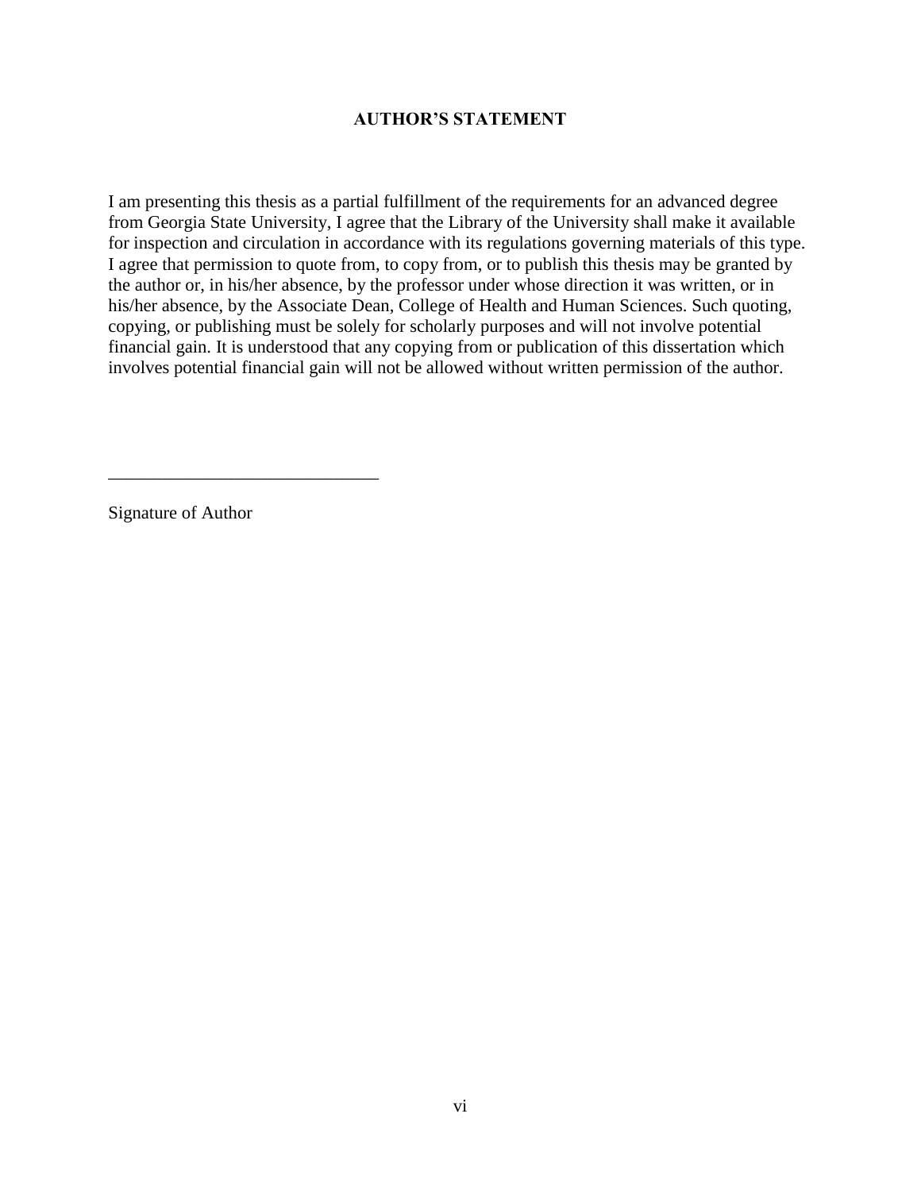## AUTHOR'S STATEMENT

I am presenting this thesis as a partial fulfillment of the requirements for an advanced degree from Georgia State University, I agree that the Library of the University shall make it available for inspection and circulation in accordance with its regulations governing materials of this type. I agree that permission to quote from, to copy from, or to publish this thesis may be granted by the author or, in his/her absence, by the professor under whose direction it was written, or in his/her absence, by the Associate Dean, College of Health and Human Sciences. Such quoting, copying, or publishing must be solely for scholarly purposes and will not involve potential financial gain. It is understood that any copying from or publication of this dissertation which involves potential financial gain will not be allowed without written permission of the author.

______________________________

Signature of Author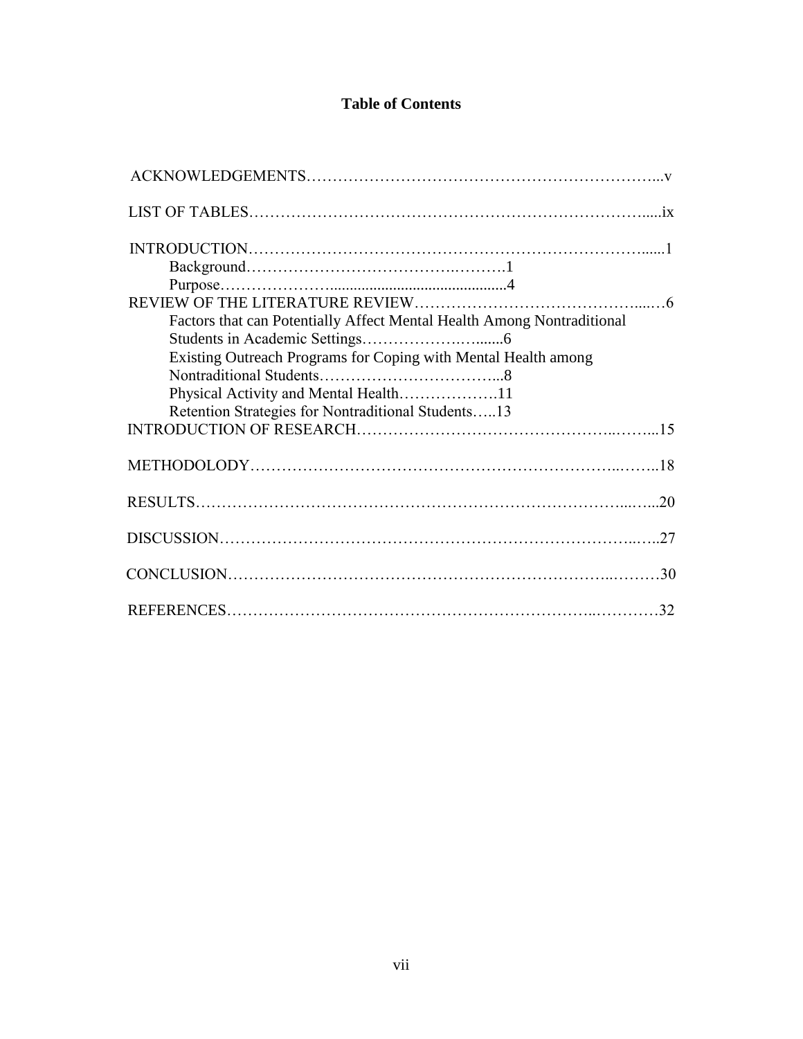**Table of Contents**

ACKNOWLEDGEMENTS……………………………………………………………...v

LIST OF TABLES…………………………………………………………………....ix

INTRODUCTION…………………………………………………………………......1
- Background……………………………………….……….1
- Purpose…………………............................................4

REVIEW OF THE LITERATURE REVIEW……………………………………....…6
- Factors that can Potentially Affect Mental Health Among Nontraditional Students in Academic Settings…………………….......6
- Existing Outreach Programs for Coping with Mental Health among Nontraditional Students……………………………...8
- Physical Activity and Mental Health……………….11
- Retention Strategies for Nontraditional Students…..13

INTRODUCTION OF RESEARCH………………………………………..……...15

METHODOLODY……………………………………………………………..……..18

RESULTS……………………………………………………………………...…...20

DISCUSSION……………………………………………………………………..…..27

CONCLUSION………………………………………………………………..………30

REFERENCES…………………………………………………………..…………32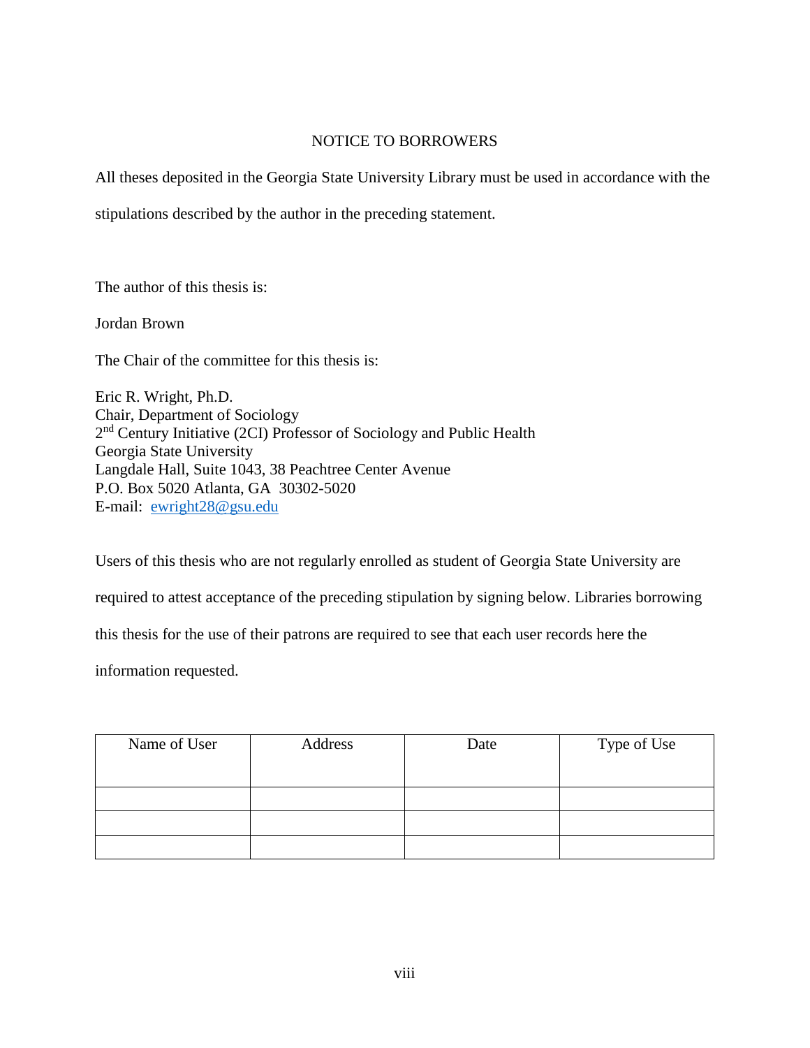# NOTICE TO BORROWERS

All theses deposited in the Georgia State University Library must be used in accordance with the stipulations described by the author in the preceding statement.

The author of this thesis is:

Jordan Brown

The Chair of the committee for this thesis is:

Eric R. Wright, Ph.D.
Chair, Department of Sociology
2nd Century Initiative (2CI) Professor of Sociology and Public Health
Georgia State University
Langdale Hall, Suite 1043, 38 Peachtree Center Avenue
P.O. Box 5020 Atlanta, GA 30302-5020
E-mail: ewright28@gsu.edu

Users of this thesis who are not regularly enrolled as student of Georgia State University are required to attest acceptance of the preceding stipulation by signing below. Libraries borrowing this thesis for the use of their patrons are required to see that each user records here the information requested.

| Name of User | Address | Date | Type of Use |
|---|---|---|---|
| | | | |
| | | | |
| | | | |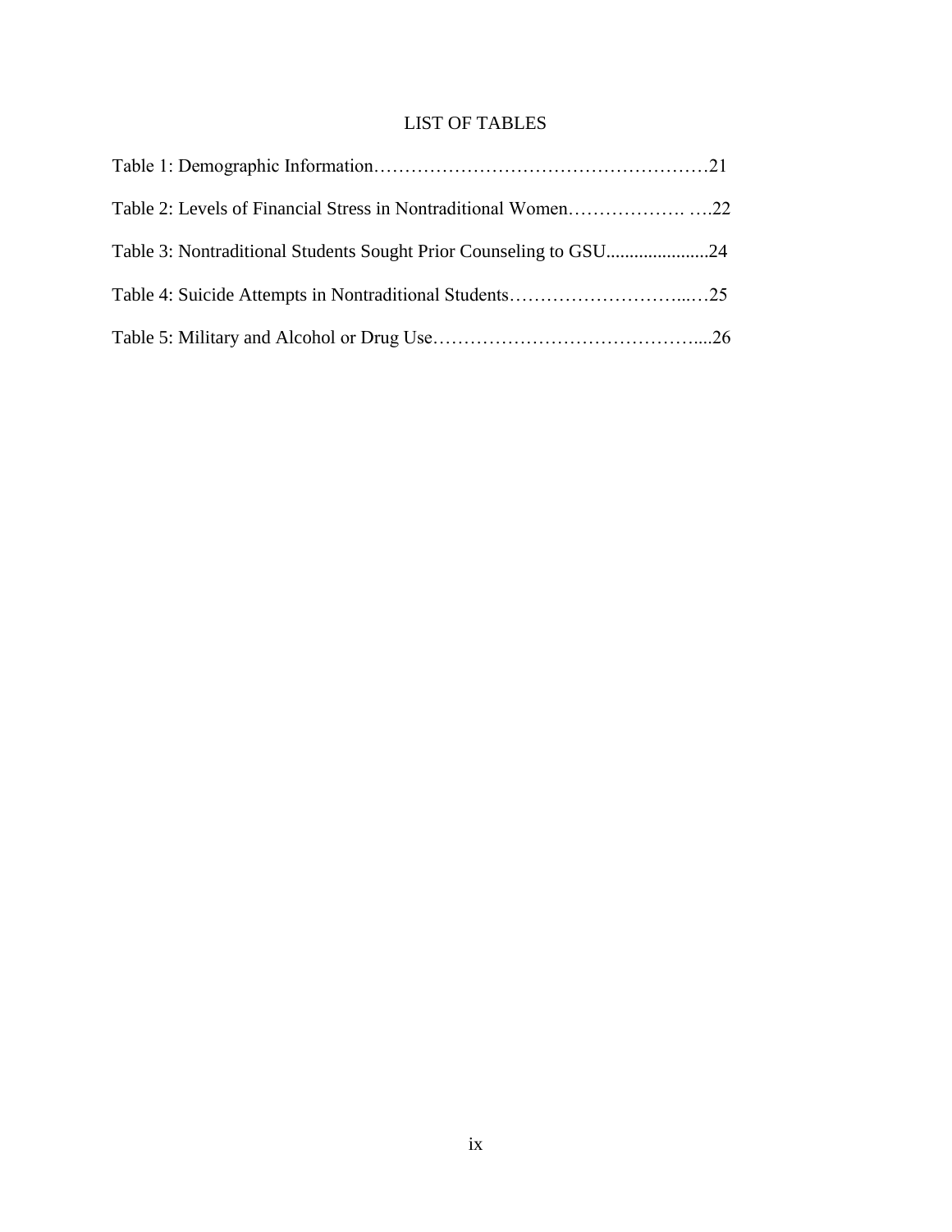# LIST OF TABLES

Table 1: Demographic Information……………………………………………21

Table 2: Levels of Financial Stress in Nontraditional Women………………. ….22

Table 3: Nontraditional Students Sought Prior Counseling to GSU......................24

Table 4: Suicide Attempts in Nontraditional Students………………………...…25

Table 5: Military and Alcohol or Drug Use……………………………………....26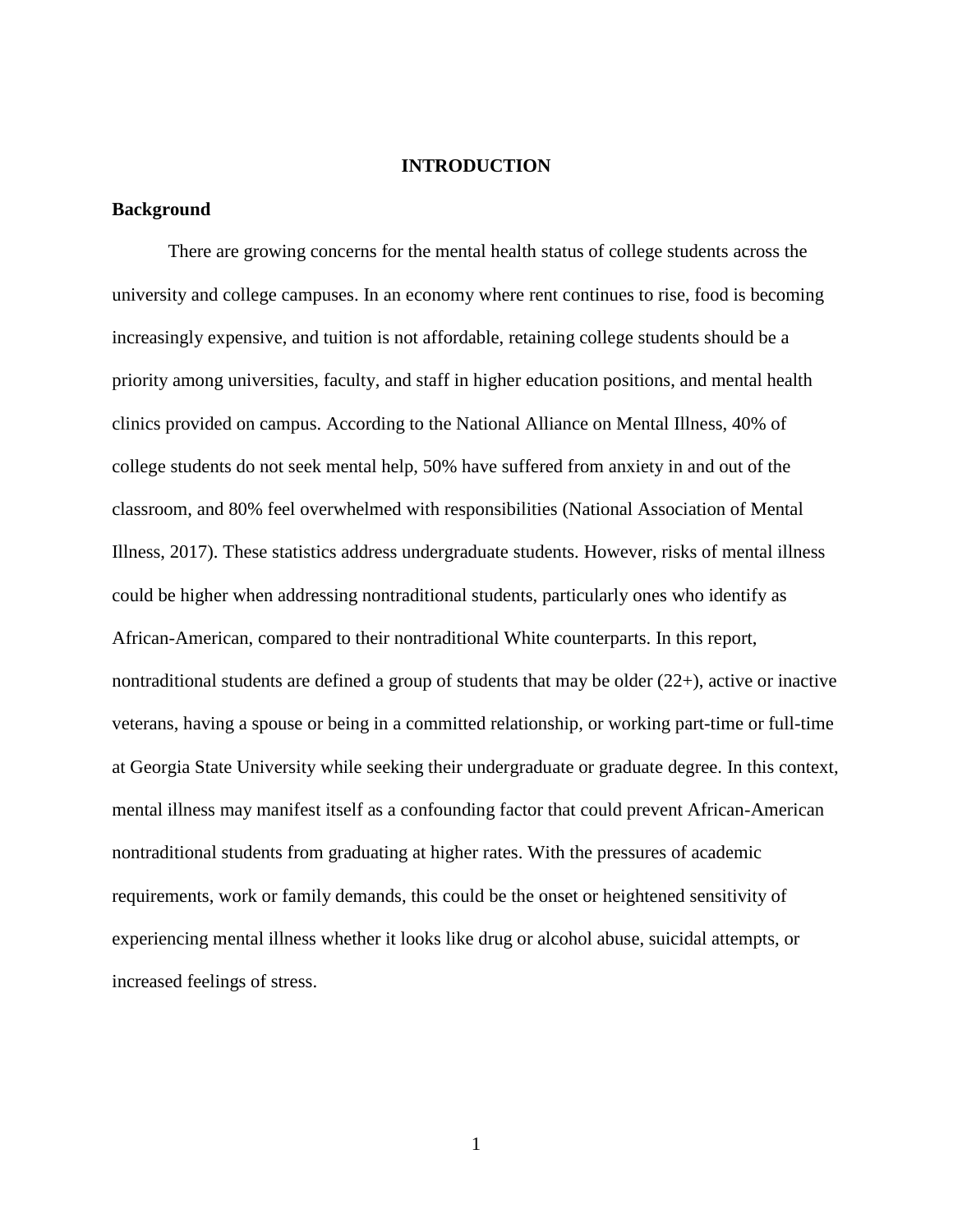# INTRODUCTION

## Background

There are growing concerns for the mental health status of college students across the university and college campuses. In an economy where rent continues to rise, food is becoming increasingly expensive, and tuition is not affordable, retaining college students should be a priority among universities, faculty, and staff in higher education positions, and mental health clinics provided on campus. According to the National Alliance on Mental Illness, 40% of college students do not seek mental help, 50% have suffered from anxiety in and out of the classroom, and 80% feel overwhelmed with responsibilities (National Association of Mental Illness, 2017). These statistics address undergraduate students. However, risks of mental illness could be higher when addressing nontraditional students, particularly ones who identify as African-American, compared to their nontraditional White counterparts. In this report, nontraditional students are defined a group of students that may be older (22+), active or inactive veterans, having a spouse or being in a committed relationship, or working part-time or full-time at Georgia State University while seeking their undergraduate or graduate degree. In this context, mental illness may manifest itself as a confounding factor that could prevent African-American nontraditional students from graduating at higher rates. With the pressures of academic requirements, work or family demands, this could be the onset or heightened sensitivity of experiencing mental illness whether it looks like drug or alcohol abuse, suicidal attempts, or increased feelings of stress.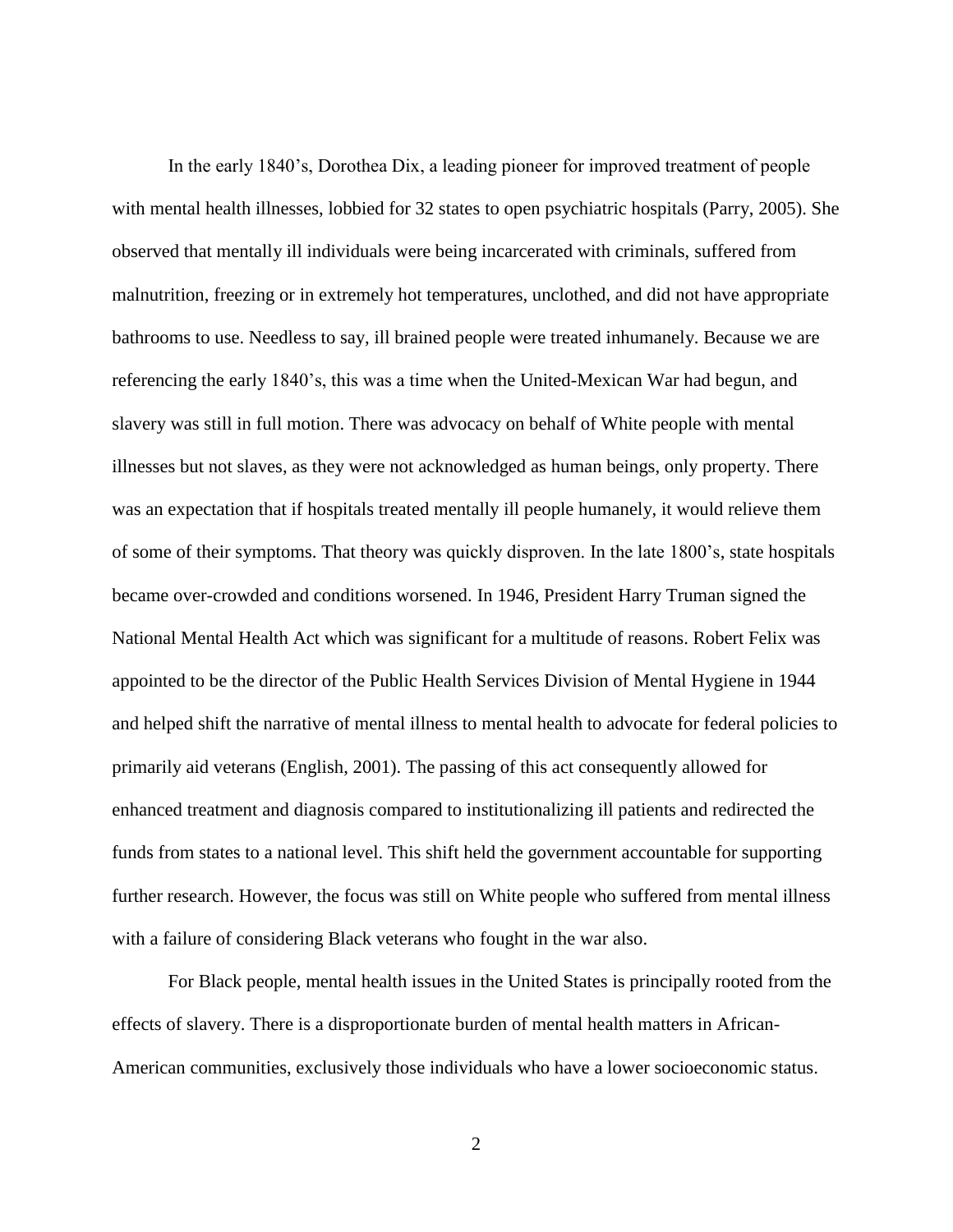In the early 1840's, Dorothea Dix, a leading pioneer for improved treatment of people with mental health illnesses, lobbied for 32 states to open psychiatric hospitals (Parry, 2005). She observed that mentally ill individuals were being incarcerated with criminals, suffered from malnutrition, freezing or in extremely hot temperatures, unclothed, and did not have appropriate bathrooms to use. Needless to say, ill brained people were treated inhumanely. Because we are referencing the early 1840's, this was a time when the United-Mexican War had begun, and slavery was still in full motion. There was advocacy on behalf of White people with mental illnesses but not slaves, as they were not acknowledged as human beings, only property. There was an expectation that if hospitals treated mentally ill people humanely, it would relieve them of some of their symptoms. That theory was quickly disproven. In the late 1800's, state hospitals became over-crowded and conditions worsened. In 1946, President Harry Truman signed the National Mental Health Act which was significant for a multitude of reasons. Robert Felix was appointed to be the director of the Public Health Services Division of Mental Hygiene in 1944 and helped shift the narrative of mental illness to mental health to advocate for federal policies to primarily aid veterans (English, 2001). The passing of this act consequently allowed for enhanced treatment and diagnosis compared to institutionalizing ill patients and redirected the funds from states to a national level. This shift held the government accountable for supporting further research. However, the focus was still on White people who suffered from mental illness with a failure of considering Black veterans who fought in the war also.

For Black people, mental health issues in the United States is principally rooted from the effects of slavery. There is a disproportionate burden of mental health matters in African-American communities, exclusively those individuals who have a lower socioeconomic status.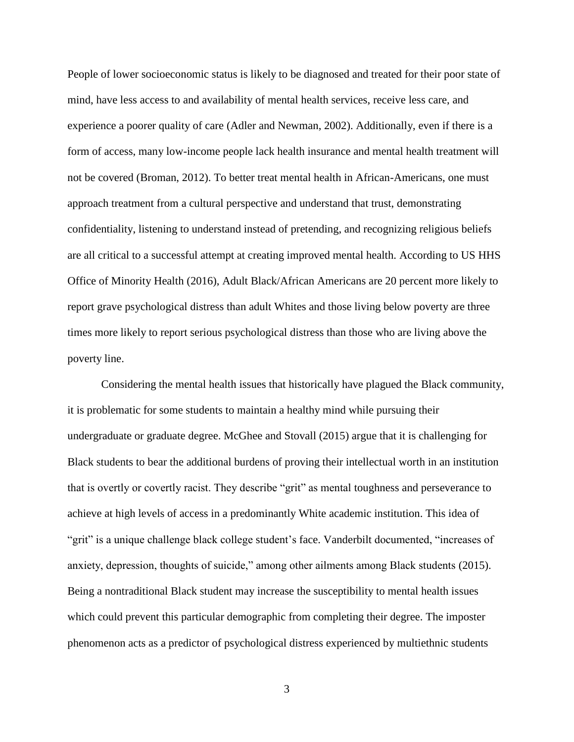People of lower socioeconomic status is likely to be diagnosed and treated for their poor state of mind, have less access to and availability of mental health services, receive less care, and experience a poorer quality of care (Adler and Newman, 2002). Additionally, even if there is a form of access, many low-income people lack health insurance and mental health treatment will not be covered (Broman, 2012). To better treat mental health in African-Americans, one must approach treatment from a cultural perspective and understand that trust, demonstrating confidentiality, listening to understand instead of pretending, and recognizing religious beliefs are all critical to a successful attempt at creating improved mental health. According to US HHS Office of Minority Health (2016), Adult Black/African Americans are 20 percent more likely to report grave psychological distress than adult Whites and those living below poverty are three times more likely to report serious psychological distress than those who are living above the poverty line.

Considering the mental health issues that historically have plagued the Black community, it is problematic for some students to maintain a healthy mind while pursuing their undergraduate or graduate degree. McGhee and Stovall (2015) argue that it is challenging for Black students to bear the additional burdens of proving their intellectual worth in an institution that is overtly or covertly racist. They describe "grit" as mental toughness and perseverance to achieve at high levels of access in a predominantly White academic institution. This idea of "grit" is a unique challenge black college student's face. Vanderbilt documented, "increases of anxiety, depression, thoughts of suicide," among other ailments among Black students (2015). Being a nontraditional Black student may increase the susceptibility to mental health issues which could prevent this particular demographic from completing their degree. The imposter phenomenon acts as a predictor of psychological distress experienced by multiethnic students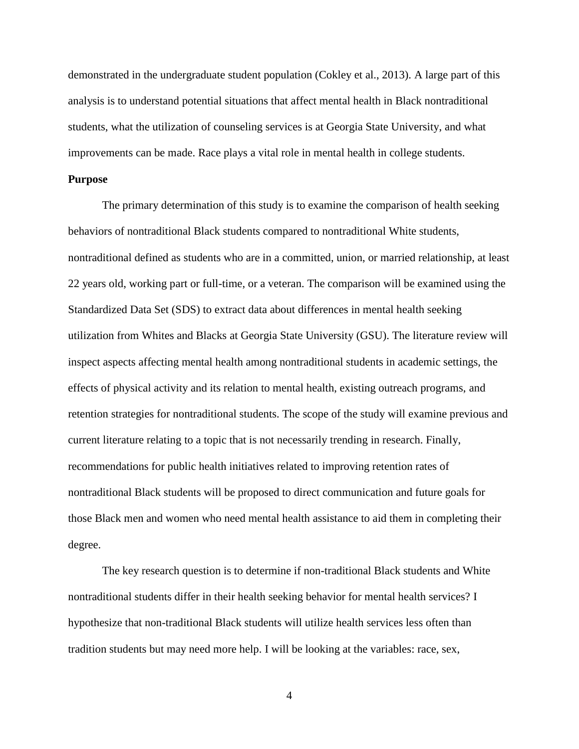demonstrated in the undergraduate student population (Cokley et al., 2013). A large part of this analysis is to understand potential situations that affect mental health in Black nontraditional students, what the utilization of counseling services is at Georgia State University, and what improvements can be made. Race plays a vital role in mental health in college students.

**Purpose**

The primary determination of this study is to examine the comparison of health seeking behaviors of nontraditional Black students compared to nontraditional White students, nontraditional defined as students who are in a committed, union, or married relationship, at least 22 years old, working part or full-time, or a veteran. The comparison will be examined using the Standardized Data Set (SDS) to extract data about differences in mental health seeking utilization from Whites and Blacks at Georgia State University (GSU). The literature review will inspect aspects affecting mental health among nontraditional students in academic settings, the effects of physical activity and its relation to mental health, existing outreach programs, and retention strategies for nontraditional students. The scope of the study will examine previous and current literature relating to a topic that is not necessarily trending in research. Finally, recommendations for public health initiatives related to improving retention rates of nontraditional Black students will be proposed to direct communication and future goals for those Black men and women who need mental health assistance to aid them in completing their degree.

The key research question is to determine if non-traditional Black students and White nontraditional students differ in their health seeking behavior for mental health services? I hypothesize that non-traditional Black students will utilize health services less often than tradition students but may need more help. I will be looking at the variables: race, sex,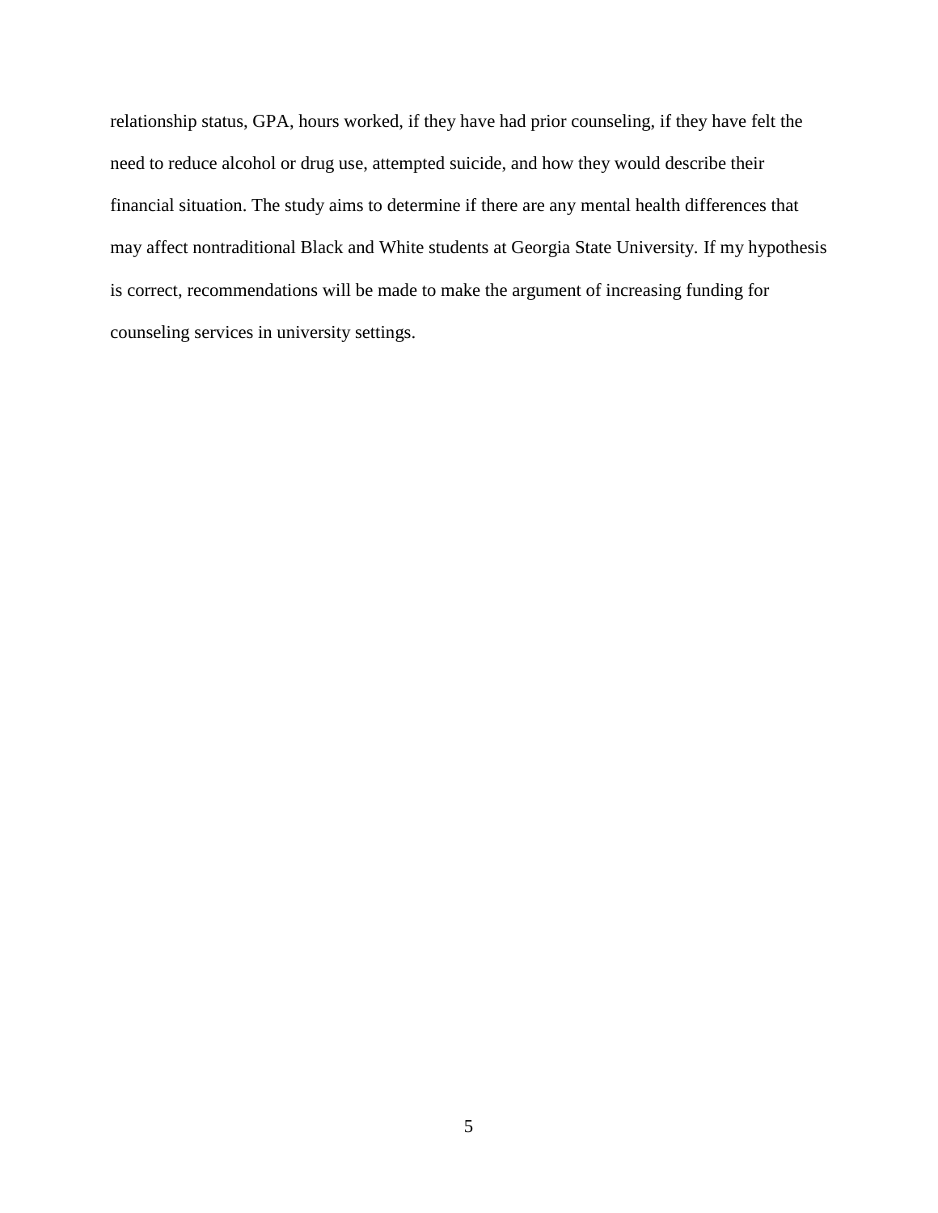relationship status, GPA, hours worked, if they have had prior counseling, if they have felt the need to reduce alcohol or drug use, attempted suicide, and how they would describe their financial situation. The study aims to determine if there are any mental health differences that may affect nontraditional Black and White students at Georgia State University. If my hypothesis is correct, recommendations will be made to make the argument of increasing funding for counseling services in university settings.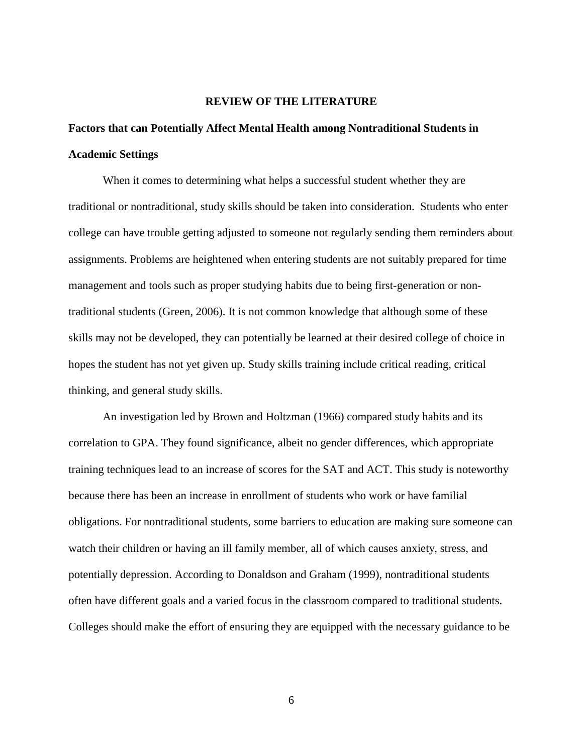# REVIEW OF THE LITERATURE

## Factors that can Potentially Affect Mental Health among Nontraditional Students in Academic Settings

When it comes to determining what helps a successful student whether they are traditional or nontraditional, study skills should be taken into consideration. Students who enter college can have trouble getting adjusted to someone not regularly sending them reminders about assignments. Problems are heightened when entering students are not suitably prepared for time management and tools such as proper studying habits due to being first-generation or non-traditional students (Green, 2006). It is not common knowledge that although some of these skills may not be developed, they can potentially be learned at their desired college of choice in hopes the student has not yet given up. Study skills training include critical reading, critical thinking, and general study skills.

An investigation led by Brown and Holtzman (1966) compared study habits and its correlation to GPA. They found significance, albeit no gender differences, which appropriate training techniques lead to an increase of scores for the SAT and ACT. This study is noteworthy because there has been an increase in enrollment of students who work or have familial obligations. For nontraditional students, some barriers to education are making sure someone can watch their children or having an ill family member, all of which causes anxiety, stress, and potentially depression. According to Donaldson and Graham (1999), nontraditional students often have different goals and a varied focus in the classroom compared to traditional students. Colleges should make the effort of ensuring they are equipped with the necessary guidance to be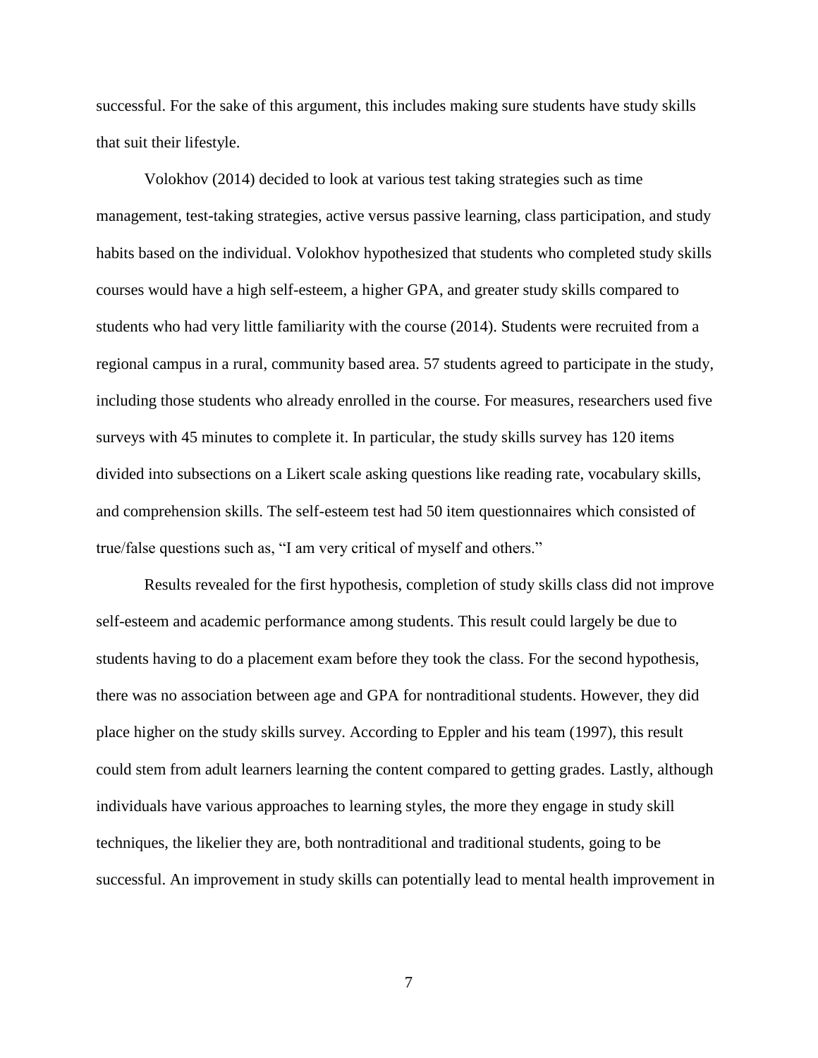successful. For the sake of this argument, this includes making sure students have study skills that suit their lifestyle.

Volokhov (2014) decided to look at various test taking strategies such as time management, test-taking strategies, active versus passive learning, class participation, and study habits based on the individual. Volokhov hypothesized that students who completed study skills courses would have a high self-esteem, a higher GPA, and greater study skills compared to students who had very little familiarity with the course (2014). Students were recruited from a regional campus in a rural, community based area. 57 students agreed to participate in the study, including those students who already enrolled in the course. For measures, researchers used five surveys with 45 minutes to complete it. In particular, the study skills survey has 120 items divided into subsections on a Likert scale asking questions like reading rate, vocabulary skills, and comprehension skills. The self-esteem test had 50 item questionnaires which consisted of true/false questions such as, "I am very critical of myself and others."

Results revealed for the first hypothesis, completion of study skills class did not improve self-esteem and academic performance among students. This result could largely be due to students having to do a placement exam before they took the class. For the second hypothesis, there was no association between age and GPA for nontraditional students. However, they did place higher on the study skills survey. According to Eppler and his team (1997), this result could stem from adult learners learning the content compared to getting grades. Lastly, although individuals have various approaches to learning styles, the more they engage in study skill techniques, the likelier they are, both nontraditional and traditional students, going to be successful. An improvement in study skills can potentially lead to mental health improvement in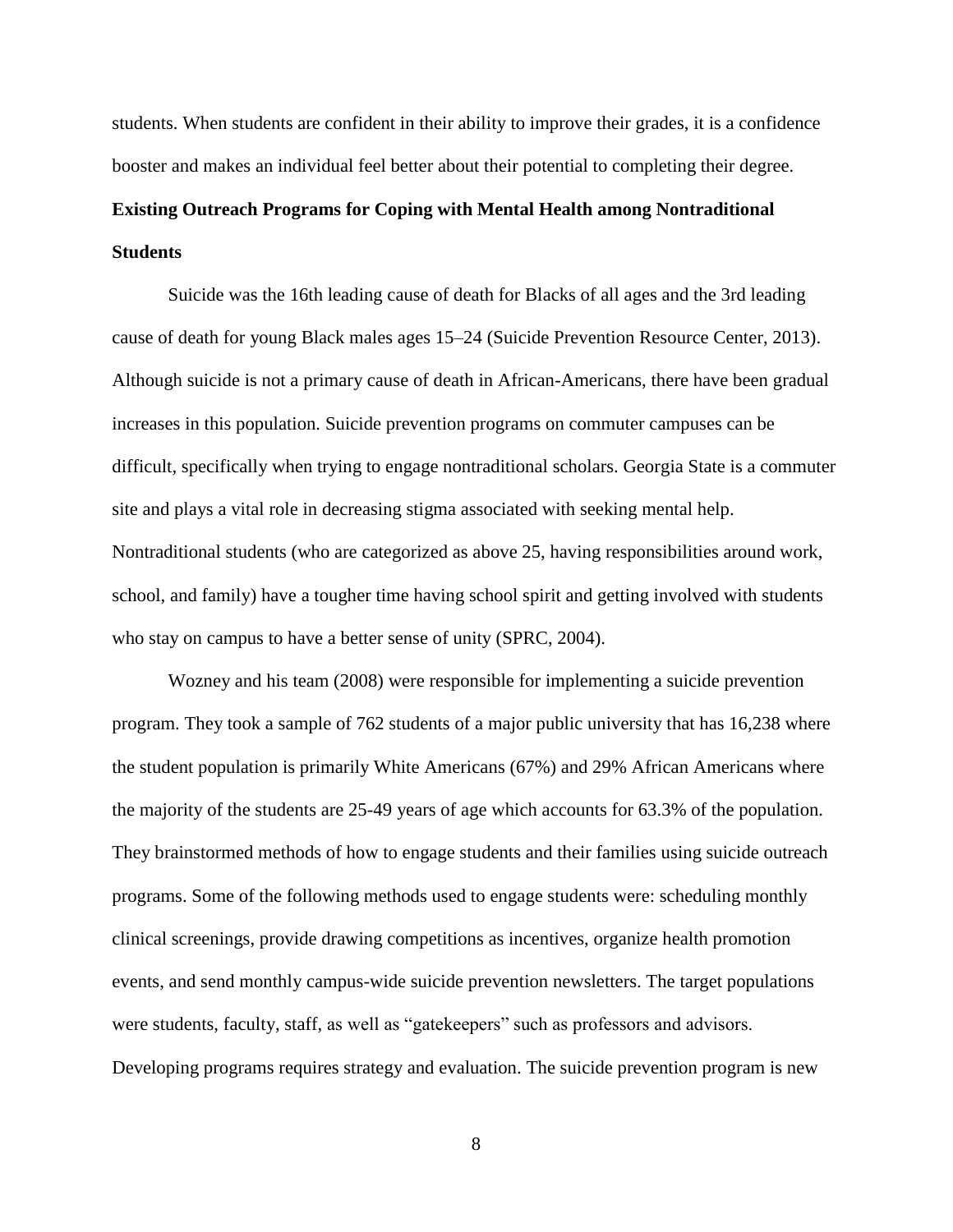students. When students are confident in their ability to improve their grades, it is a confidence booster and makes an individual feel better about their potential to completing their degree.

## Existing Outreach Programs for Coping with Mental Health among Nontraditional Students

Suicide was the 16th leading cause of death for Blacks of all ages and the 3rd leading cause of death for young Black males ages 15–24 (Suicide Prevention Resource Center, 2013). Although suicide is not a primary cause of death in African-Americans, there have been gradual increases in this population. Suicide prevention programs on commuter campuses can be difficult, specifically when trying to engage nontraditional scholars. Georgia State is a commuter site and plays a vital role in decreasing stigma associated with seeking mental help. Nontraditional students (who are categorized as above 25, having responsibilities around work, school, and family) have a tougher time having school spirit and getting involved with students who stay on campus to have a better sense of unity (SPRC, 2004).

Wozney and his team (2008) were responsible for implementing a suicide prevention program. They took a sample of 762 students of a major public university that has 16,238 where the student population is primarily White Americans (67%) and 29% African Americans where the majority of the students are 25-49 years of age which accounts for 63.3% of the population. They brainstormed methods of how to engage students and their families using suicide outreach programs. Some of the following methods used to engage students were: scheduling monthly clinical screenings, provide drawing competitions as incentives, organize health promotion events, and send monthly campus-wide suicide prevention newsletters. The target populations were students, faculty, staff, as well as "gatekeepers" such as professors and advisors. Developing programs requires strategy and evaluation. The suicide prevention program is new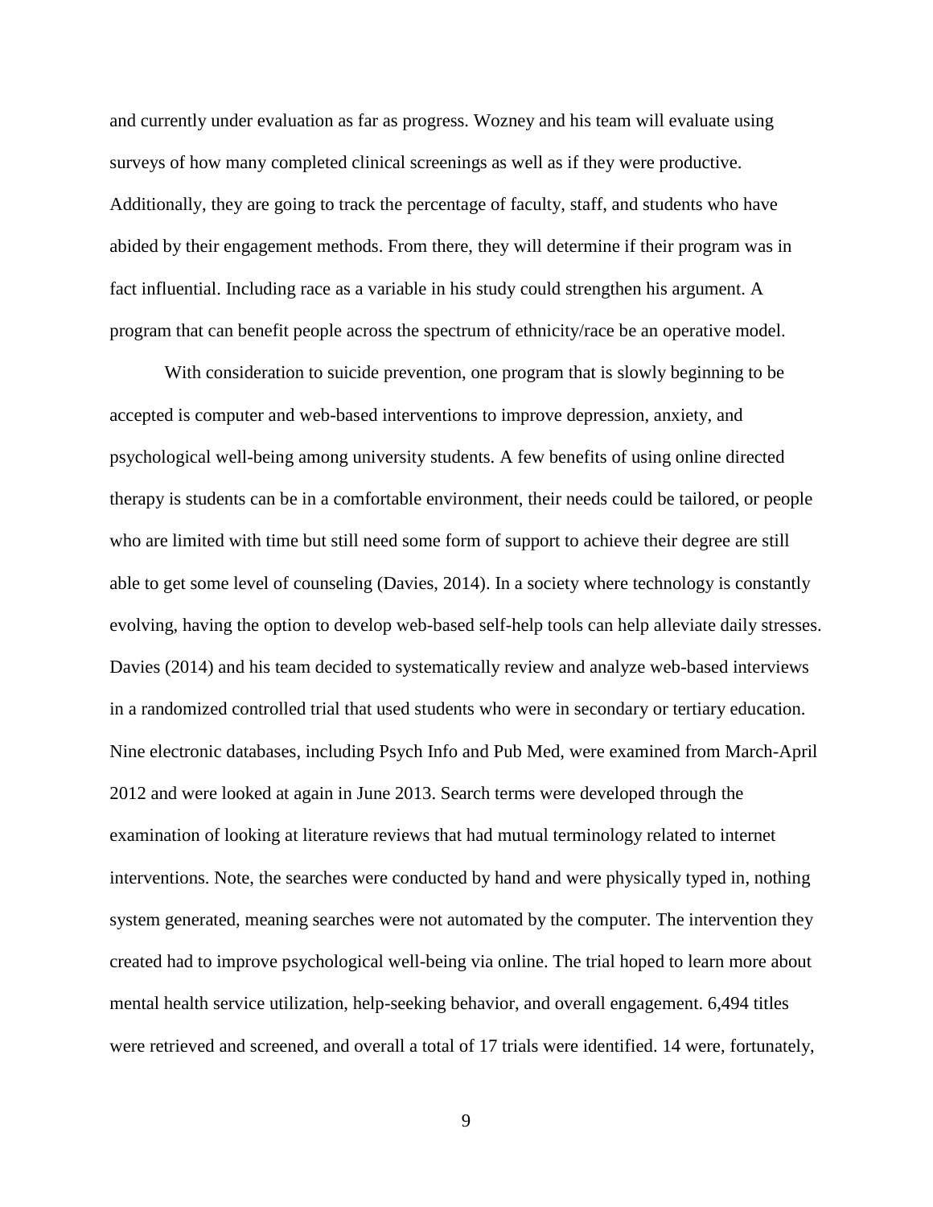and currently under evaluation as far as progress. Wozney and his team will evaluate using surveys of how many completed clinical screenings as well as if they were productive. Additionally, they are going to track the percentage of faculty, staff, and students who have abided by their engagement methods. From there, they will determine if their program was in fact influential. Including race as a variable in his study could strengthen his argument. A program that can benefit people across the spectrum of ethnicity/race be an operative model.

With consideration to suicide prevention, one program that is slowly beginning to be accepted is computer and web-based interventions to improve depression, anxiety, and psychological well-being among university students. A few benefits of using online directed therapy is students can be in a comfortable environment, their needs could be tailored, or people who are limited with time but still need some form of support to achieve their degree are still able to get some level of counseling (Davies, 2014). In a society where technology is constantly evolving, having the option to develop web-based self-help tools can help alleviate daily stresses. Davies (2014) and his team decided to systematically review and analyze web-based interviews in a randomized controlled trial that used students who were in secondary or tertiary education. Nine electronic databases, including Psych Info and Pub Med, were examined from March-April 2012 and were looked at again in June 2013. Search terms were developed through the examination of looking at literature reviews that had mutual terminology related to internet interventions. Note, the searches were conducted by hand and were physically typed in, nothing system generated, meaning searches were not automated by the computer. The intervention they created had to improve psychological well-being via online. The trial hoped to learn more about mental health service utilization, help-seeking behavior, and overall engagement. 6,494 titles were retrieved and screened, and overall a total of 17 trials were identified. 14 were, fortunately,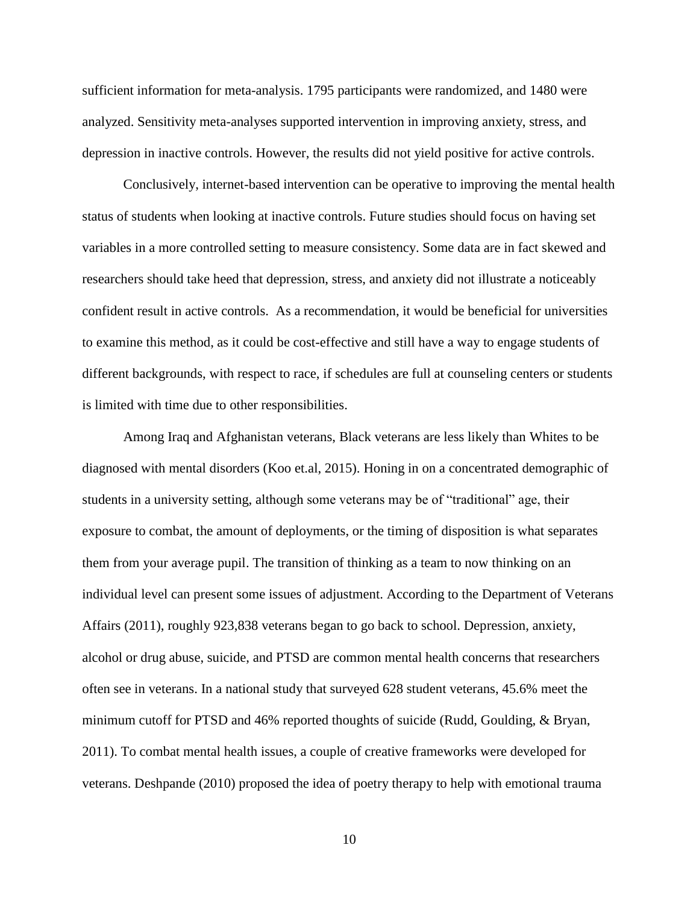sufficient information for meta-analysis. 1795 participants were randomized, and 1480 were analyzed. Sensitivity meta-analyses supported intervention in improving anxiety, stress, and depression in inactive controls. However, the results did not yield positive for active controls.

Conclusively, internet-based intervention can be operative to improving the mental health status of students when looking at inactive controls. Future studies should focus on having set variables in a more controlled setting to measure consistency. Some data are in fact skewed and researchers should take heed that depression, stress, and anxiety did not illustrate a noticeably confident result in active controls. As a recommendation, it would be beneficial for universities to examine this method, as it could be cost-effective and still have a way to engage students of different backgrounds, with respect to race, if schedules are full at counseling centers or students is limited with time due to other responsibilities.

Among Iraq and Afghanistan veterans, Black veterans are less likely than Whites to be diagnosed with mental disorders (Koo et.al, 2015). Honing in on a concentrated demographic of students in a university setting, although some veterans may be of "traditional" age, their exposure to combat, the amount of deployments, or the timing of disposition is what separates them from your average pupil. The transition of thinking as a team to now thinking on an individual level can present some issues of adjustment. According to the Department of Veterans Affairs (2011), roughly 923,838 veterans began to go back to school. Depression, anxiety, alcohol or drug abuse, suicide, and PTSD are common mental health concerns that researchers often see in veterans. In a national study that surveyed 628 student veterans, 45.6% meet the minimum cutoff for PTSD and 46% reported thoughts of suicide (Rudd, Goulding, & Bryan, 2011). To combat mental health issues, a couple of creative frameworks were developed for veterans. Deshpande (2010) proposed the idea of poetry therapy to help with emotional trauma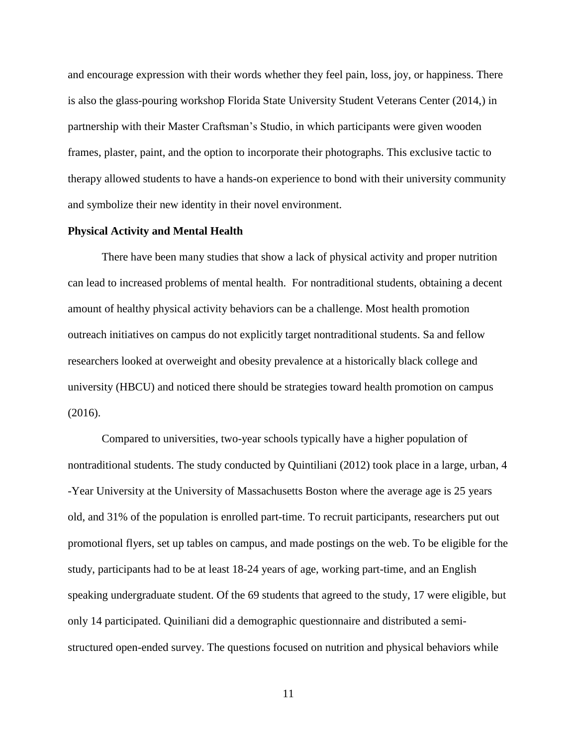and encourage expression with their words whether they feel pain, loss, joy, or happiness. There is also the glass-pouring workshop Florida State University Student Veterans Center (2014,) in partnership with their Master Craftsman's Studio, in which participants were given wooden frames, plaster, paint, and the option to incorporate their photographs. This exclusive tactic to therapy allowed students to have a hands-on experience to bond with their university community and symbolize their new identity in their novel environment.

**Physical Activity and Mental Health**

There have been many studies that show a lack of physical activity and proper nutrition can lead to increased problems of mental health. For nontraditional students, obtaining a decent amount of healthy physical activity behaviors can be a challenge. Most health promotion outreach initiatives on campus do not explicitly target nontraditional students. Sa and fellow researchers looked at overweight and obesity prevalence at a historically black college and university (HBCU) and noticed there should be strategies toward health promotion on campus (2016).

Compared to universities, two-year schools typically have a higher population of nontraditional students. The study conducted by Quintiliani (2012) took place in a large, urban, 4 -Year University at the University of Massachusetts Boston where the average age is 25 years old, and 31% of the population is enrolled part-time. To recruit participants, researchers put out promotional flyers, set up tables on campus, and made postings on the web. To be eligible for the study, participants had to be at least 18-24 years of age, working part-time, and an English speaking undergraduate student. Of the 69 students that agreed to the study, 17 were eligible, but only 14 participated. Quiniliani did a demographic questionnaire and distributed a semi-structured open-ended survey. The questions focused on nutrition and physical behaviors while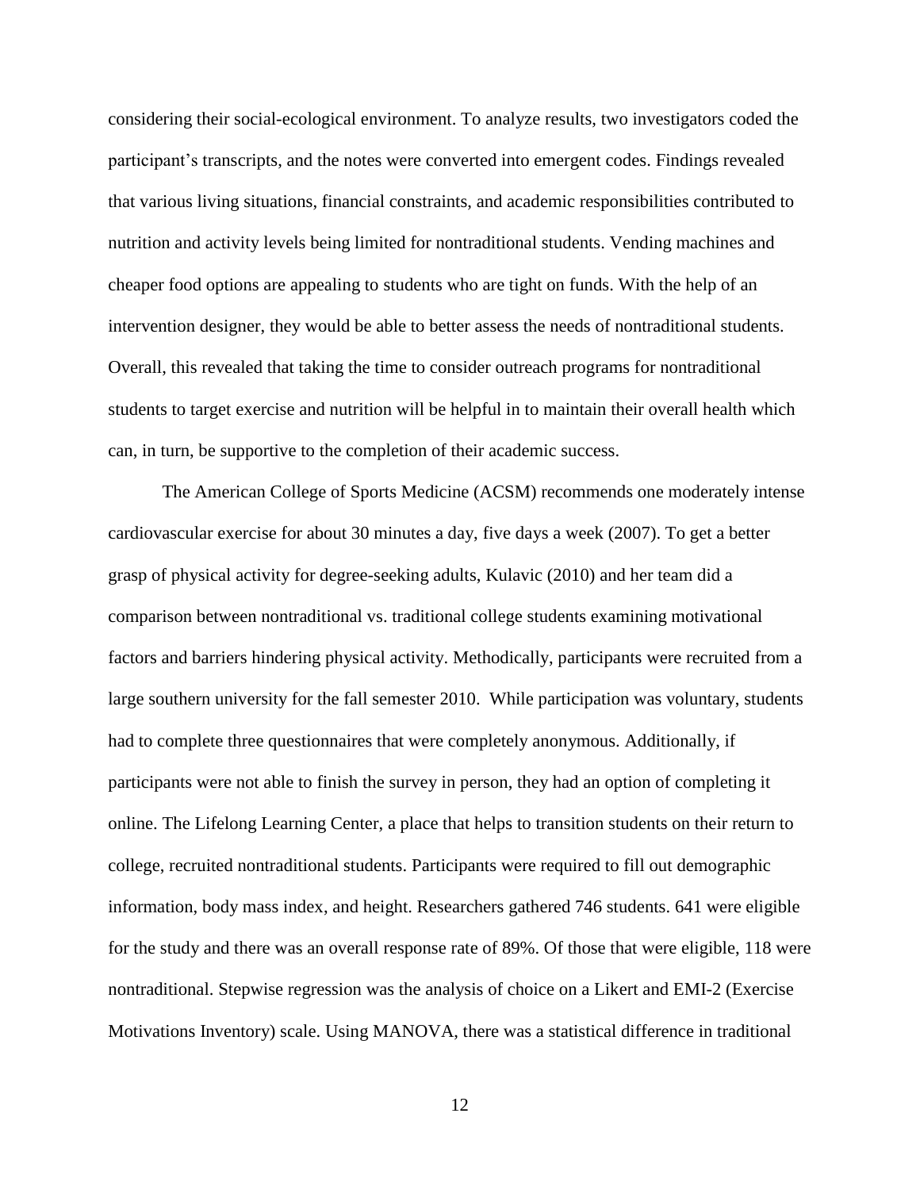considering their social-ecological environment. To analyze results, two investigators coded the participant's transcripts, and the notes were converted into emergent codes. Findings revealed that various living situations, financial constraints, and academic responsibilities contributed to nutrition and activity levels being limited for nontraditional students. Vending machines and cheaper food options are appealing to students who are tight on funds. With the help of an intervention designer, they would be able to better assess the needs of nontraditional students. Overall, this revealed that taking the time to consider outreach programs for nontraditional students to target exercise and nutrition will be helpful in to maintain their overall health which can, in turn, be supportive to the completion of their academic success.

The American College of Sports Medicine (ACSM) recommends one moderately intense cardiovascular exercise for about 30 minutes a day, five days a week (2007). To get a better grasp of physical activity for degree-seeking adults, Kulavic (2010) and her team did a comparison between nontraditional vs. traditional college students examining motivational factors and barriers hindering physical activity. Methodically, participants were recruited from a large southern university for the fall semester 2010. While participation was voluntary, students had to complete three questionnaires that were completely anonymous. Additionally, if participants were not able to finish the survey in person, they had an option of completing it online. The Lifelong Learning Center, a place that helps to transition students on their return to college, recruited nontraditional students. Participants were required to fill out demographic information, body mass index, and height. Researchers gathered 746 students. 641 were eligible for the study and there was an overall response rate of 89%. Of those that were eligible, 118 were nontraditional. Stepwise regression was the analysis of choice on a Likert and EMI-2 (Exercise Motivations Inventory) scale. Using MANOVA, there was a statistical difference in traditional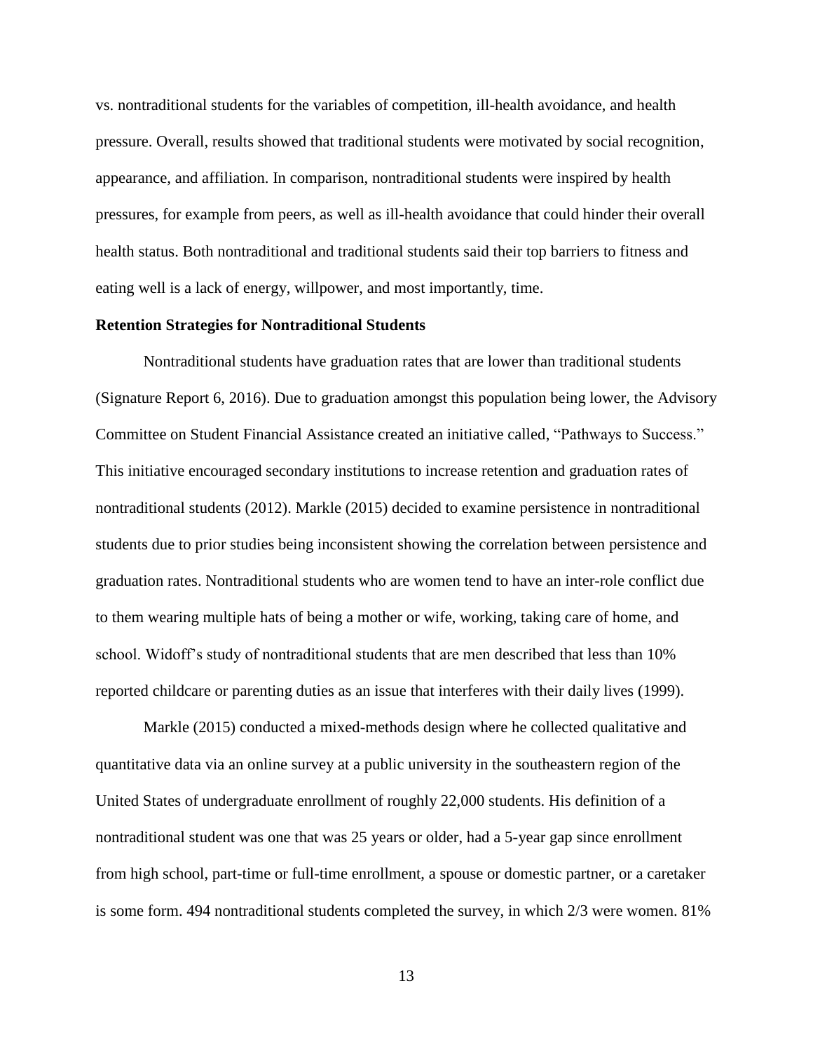vs. nontraditional students for the variables of competition, ill-health avoidance, and health pressure. Overall, results showed that traditional students were motivated by social recognition, appearance, and affiliation. In comparison, nontraditional students were inspired by health pressures, for example from peers, as well as ill-health avoidance that could hinder their overall health status. Both nontraditional and traditional students said their top barriers to fitness and eating well is a lack of energy, willpower, and most importantly, time.

**Retention Strategies for Nontraditional Students**

Nontraditional students have graduation rates that are lower than traditional students (Signature Report 6, 2016). Due to graduation amongst this population being lower, the Advisory Committee on Student Financial Assistance created an initiative called, "Pathways to Success." This initiative encouraged secondary institutions to increase retention and graduation rates of nontraditional students (2012). Markle (2015) decided to examine persistence in nontraditional students due to prior studies being inconsistent showing the correlation between persistence and graduation rates. Nontraditional students who are women tend to have an inter-role conflict due to them wearing multiple hats of being a mother or wife, working, taking care of home, and school. Widoff's study of nontraditional students that are men described that less than 10% reported childcare or parenting duties as an issue that interferes with their daily lives (1999).

Markle (2015) conducted a mixed-methods design where he collected qualitative and quantitative data via an online survey at a public university in the southeastern region of the United States of undergraduate enrollment of roughly 22,000 students. His definition of a nontraditional student was one that was 25 years or older, had a 5-year gap since enrollment from high school, part-time or full-time enrollment, a spouse or domestic partner, or a caretaker is some form. 494 nontraditional students completed the survey, in which 2/3 were women. 81%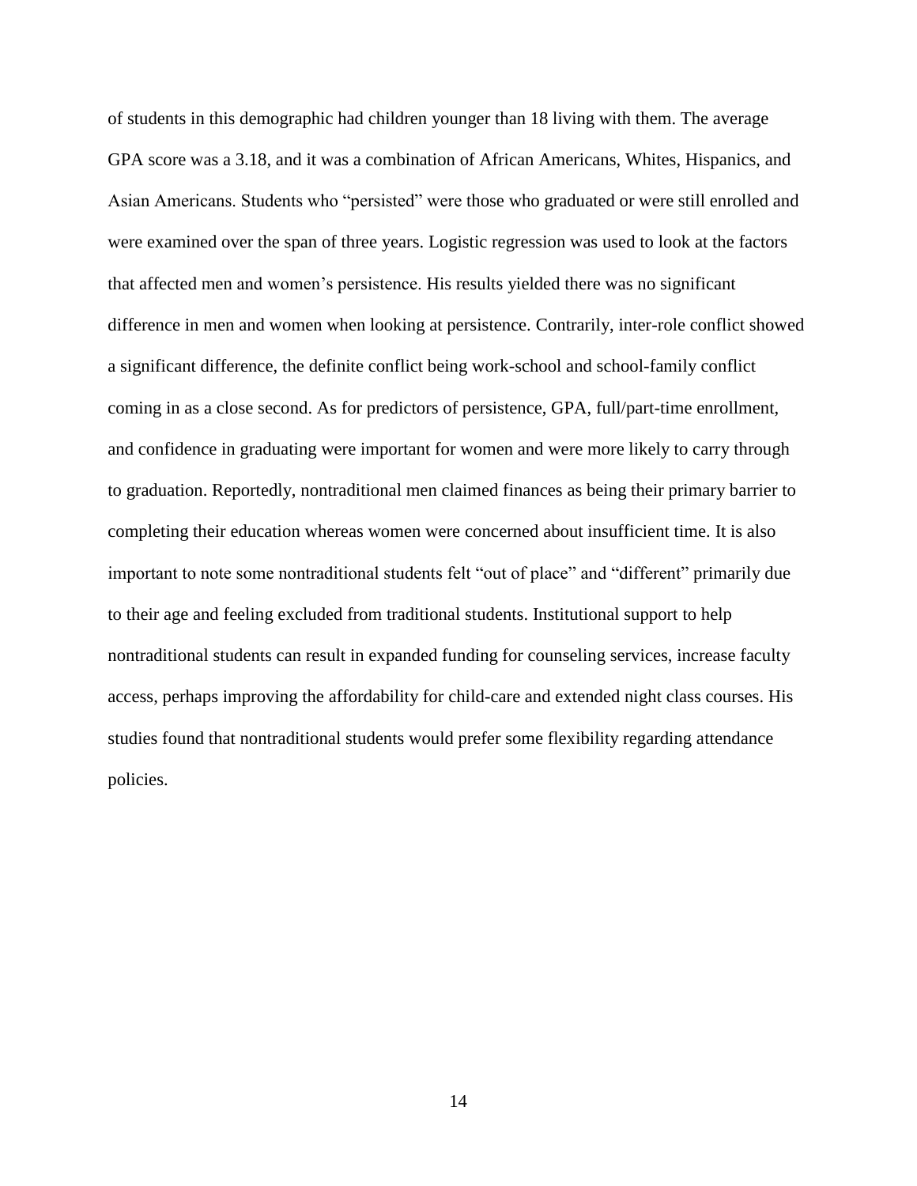of students in this demographic had children younger than 18 living with them. The average GPA score was a 3.18, and it was a combination of African Americans, Whites, Hispanics, and Asian Americans. Students who "persisted" were those who graduated or were still enrolled and were examined over the span of three years. Logistic regression was used to look at the factors that affected men and women's persistence. His results yielded there was no significant difference in men and women when looking at persistence. Contrarily, inter-role conflict showed a significant difference, the definite conflict being work-school and school-family conflict coming in as a close second. As for predictors of persistence, GPA, full/part-time enrollment, and confidence in graduating were important for women and were more likely to carry through to graduation. Reportedly, nontraditional men claimed finances as being their primary barrier to completing their education whereas women were concerned about insufficient time. It is also important to note some nontraditional students felt "out of place" and "different" primarily due to their age and feeling excluded from traditional students. Institutional support to help nontraditional students can result in expanded funding for counseling services, increase faculty access, perhaps improving the affordability for child-care and extended night class courses. His studies found that nontraditional students would prefer some flexibility regarding attendance policies.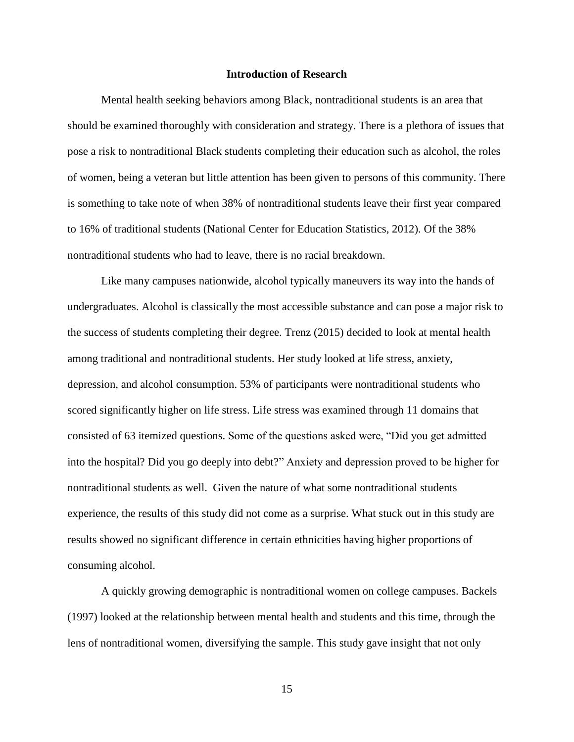## Introduction of Research

Mental health seeking behaviors among Black, nontraditional students is an area that should be examined thoroughly with consideration and strategy. There is a plethora of issues that pose a risk to nontraditional Black students completing their education such as alcohol, the roles of women, being a veteran but little attention has been given to persons of this community. There is something to take note of when 38% of nontraditional students leave their first year compared to 16% of traditional students (National Center for Education Statistics, 2012). Of the 38% nontraditional students who had to leave, there is no racial breakdown.

Like many campuses nationwide, alcohol typically maneuvers its way into the hands of undergraduates. Alcohol is classically the most accessible substance and can pose a major risk to the success of students completing their degree. Trenz (2015) decided to look at mental health among traditional and nontraditional students. Her study looked at life stress, anxiety, depression, and alcohol consumption. 53% of participants were nontraditional students who scored significantly higher on life stress. Life stress was examined through 11 domains that consisted of 63 itemized questions. Some of the questions asked were, "Did you get admitted into the hospital? Did you go deeply into debt?" Anxiety and depression proved to be higher for nontraditional students as well. Given the nature of what some nontraditional students experience, the results of this study did not come as a surprise. What stuck out in this study are results showed no significant difference in certain ethnicities having higher proportions of consuming alcohol.

A quickly growing demographic is nontraditional women on college campuses. Backels (1997) looked at the relationship between mental health and students and this time, through the lens of nontraditional women, diversifying the sample. This study gave insight that not only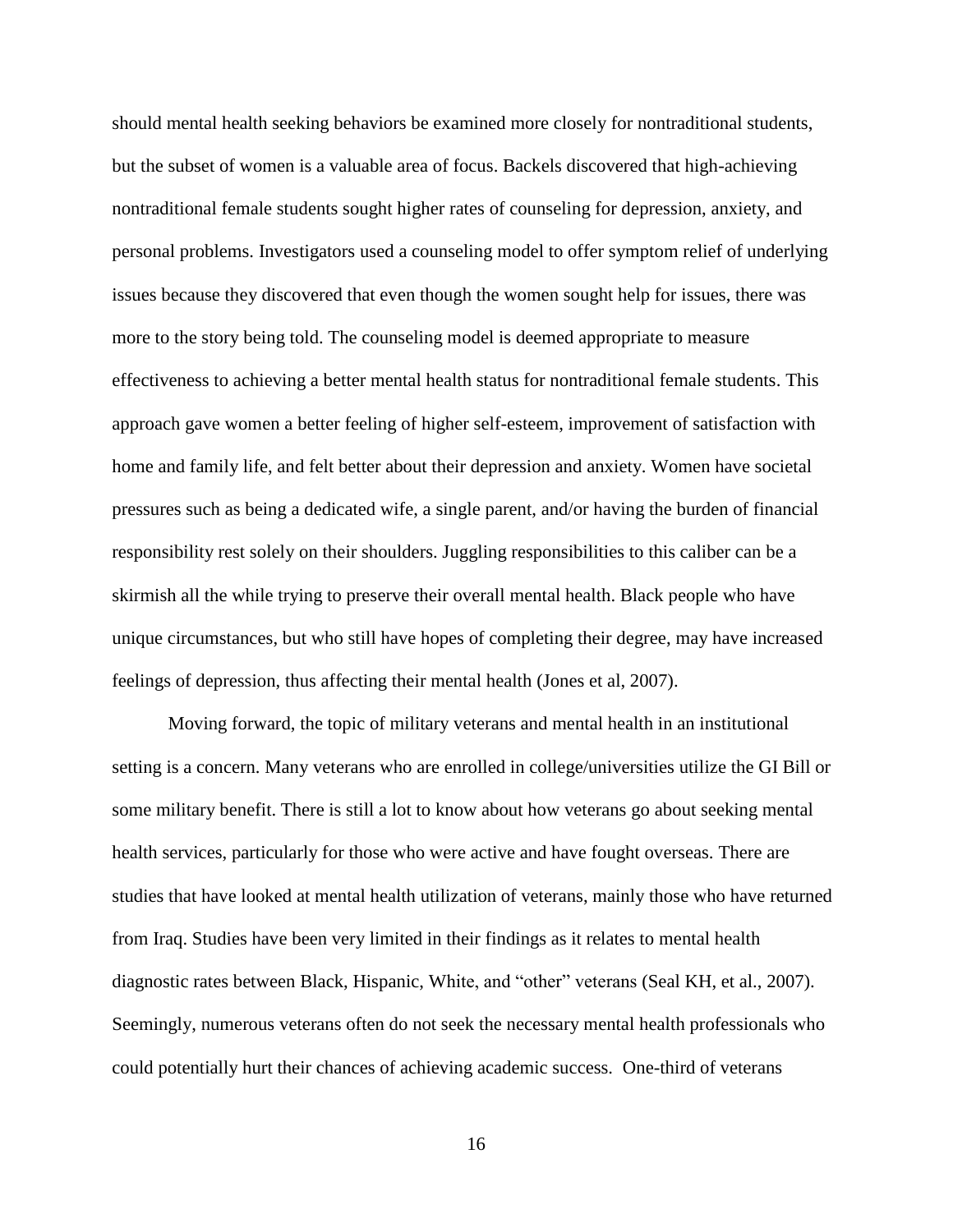should mental health seeking behaviors be examined more closely for nontraditional students, but the subset of women is a valuable area of focus. Backels discovered that high-achieving nontraditional female students sought higher rates of counseling for depression, anxiety, and personal problems. Investigators used a counseling model to offer symptom relief of underlying issues because they discovered that even though the women sought help for issues, there was more to the story being told. The counseling model is deemed appropriate to measure effectiveness to achieving a better mental health status for nontraditional female students. This approach gave women a better feeling of higher self-esteem, improvement of satisfaction with home and family life, and felt better about their depression and anxiety. Women have societal pressures such as being a dedicated wife, a single parent, and/or having the burden of financial responsibility rest solely on their shoulders. Juggling responsibilities to this caliber can be a skirmish all the while trying to preserve their overall mental health. Black people who have unique circumstances, but who still have hopes of completing their degree, may have increased feelings of depression, thus affecting their mental health (Jones et al, 2007).

Moving forward, the topic of military veterans and mental health in an institutional setting is a concern. Many veterans who are enrolled in college/universities utilize the GI Bill or some military benefit. There is still a lot to know about how veterans go about seeking mental health services, particularly for those who were active and have fought overseas. There are studies that have looked at mental health utilization of veterans, mainly those who have returned from Iraq. Studies have been very limited in their findings as it relates to mental health diagnostic rates between Black, Hispanic, White, and "other" veterans (Seal KH, et al., 2007). Seemingly, numerous veterans often do not seek the necessary mental health professionals who could potentially hurt their chances of achieving academic success. One-third of veterans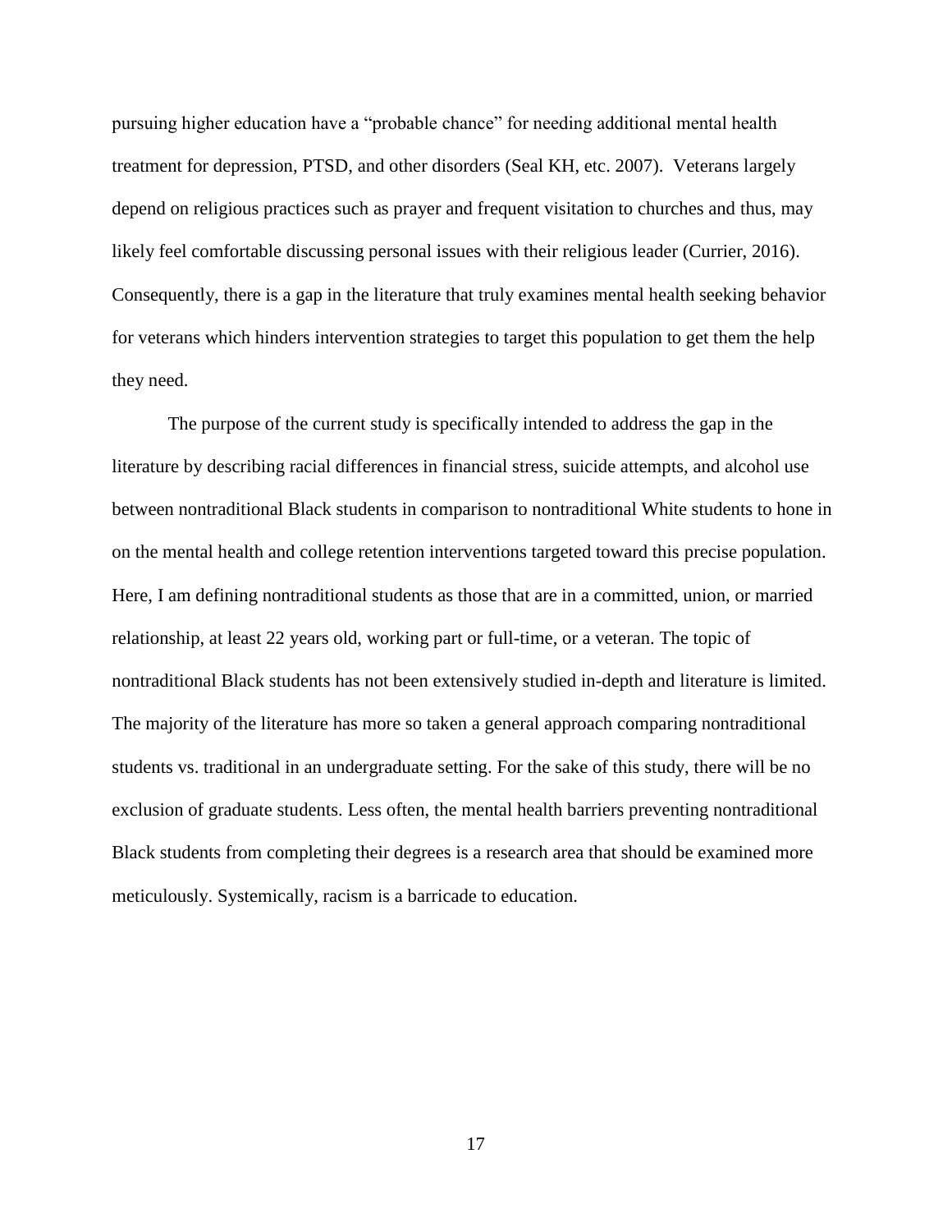pursuing higher education have a "probable chance" for needing additional mental health treatment for depression, PTSD, and other disorders (Seal KH, etc. 2007). Veterans largely depend on religious practices such as prayer and frequent visitation to churches and thus, may likely feel comfortable discussing personal issues with their religious leader (Currier, 2016). Consequently, there is a gap in the literature that truly examines mental health seeking behavior for veterans which hinders intervention strategies to target this population to get them the help they need.

The purpose of the current study is specifically intended to address the gap in the literature by describing racial differences in financial stress, suicide attempts, and alcohol use between nontraditional Black students in comparison to nontraditional White students to hone in on the mental health and college retention interventions targeted toward this precise population. Here, I am defining nontraditional students as those that are in a committed, union, or married relationship, at least 22 years old, working part or full-time, or a veteran. The topic of nontraditional Black students has not been extensively studied in-depth and literature is limited. The majority of the literature has more so taken a general approach comparing nontraditional students vs. traditional in an undergraduate setting. For the sake of this study, there will be no exclusion of graduate students. Less often, the mental health barriers preventing nontraditional Black students from completing their degrees is a research area that should be examined more meticulously. Systemically, racism is a barricade to education.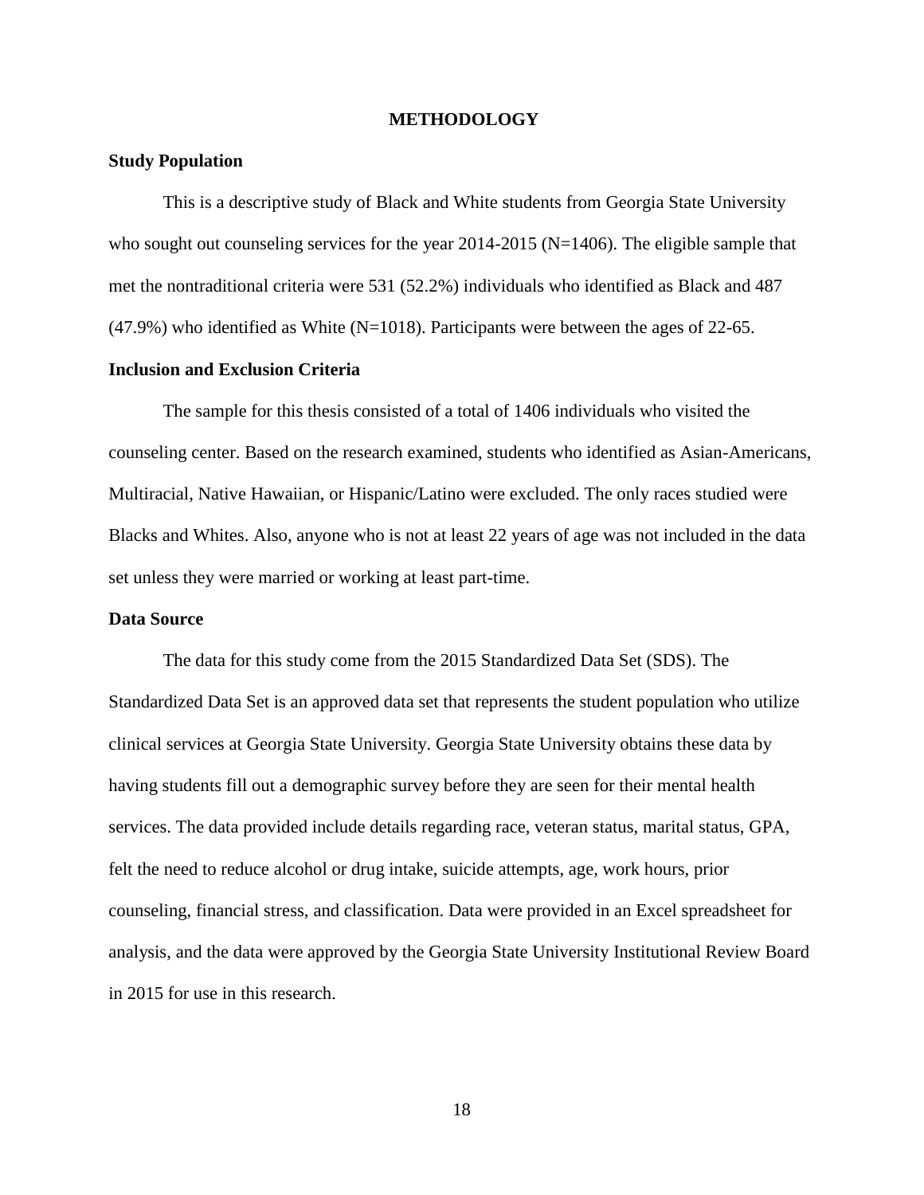# METHODOLOGY

## Study Population

This is a descriptive study of Black and White students from Georgia State University who sought out counseling services for the year 2014-2015 (N=1406). The eligible sample that met the nontraditional criteria were 531 (52.2%) individuals who identified as Black and 487 (47.9%) who identified as White (N=1018). Participants were between the ages of 22-65.

## Inclusion and Exclusion Criteria

The sample for this thesis consisted of a total of 1406 individuals who visited the counseling center. Based on the research examined, students who identified as Asian-Americans, Multiracial, Native Hawaiian, or Hispanic/Latino were excluded. The only races studied were Blacks and Whites. Also, anyone who is not at least 22 years of age was not included in the data set unless they were married or working at least part-time.

## Data Source

The data for this study come from the 2015 Standardized Data Set (SDS). The Standardized Data Set is an approved data set that represents the student population who utilize clinical services at Georgia State University. Georgia State University obtains these data by having students fill out a demographic survey before they are seen for their mental health services. The data provided include details regarding race, veteran status, marital status, GPA, felt the need to reduce alcohol or drug intake, suicide attempts, age, work hours, prior counseling, financial stress, and classification. Data were provided in an Excel spreadsheet for analysis, and the data were approved by the Georgia State University Institutional Review Board in 2015 for use in this research.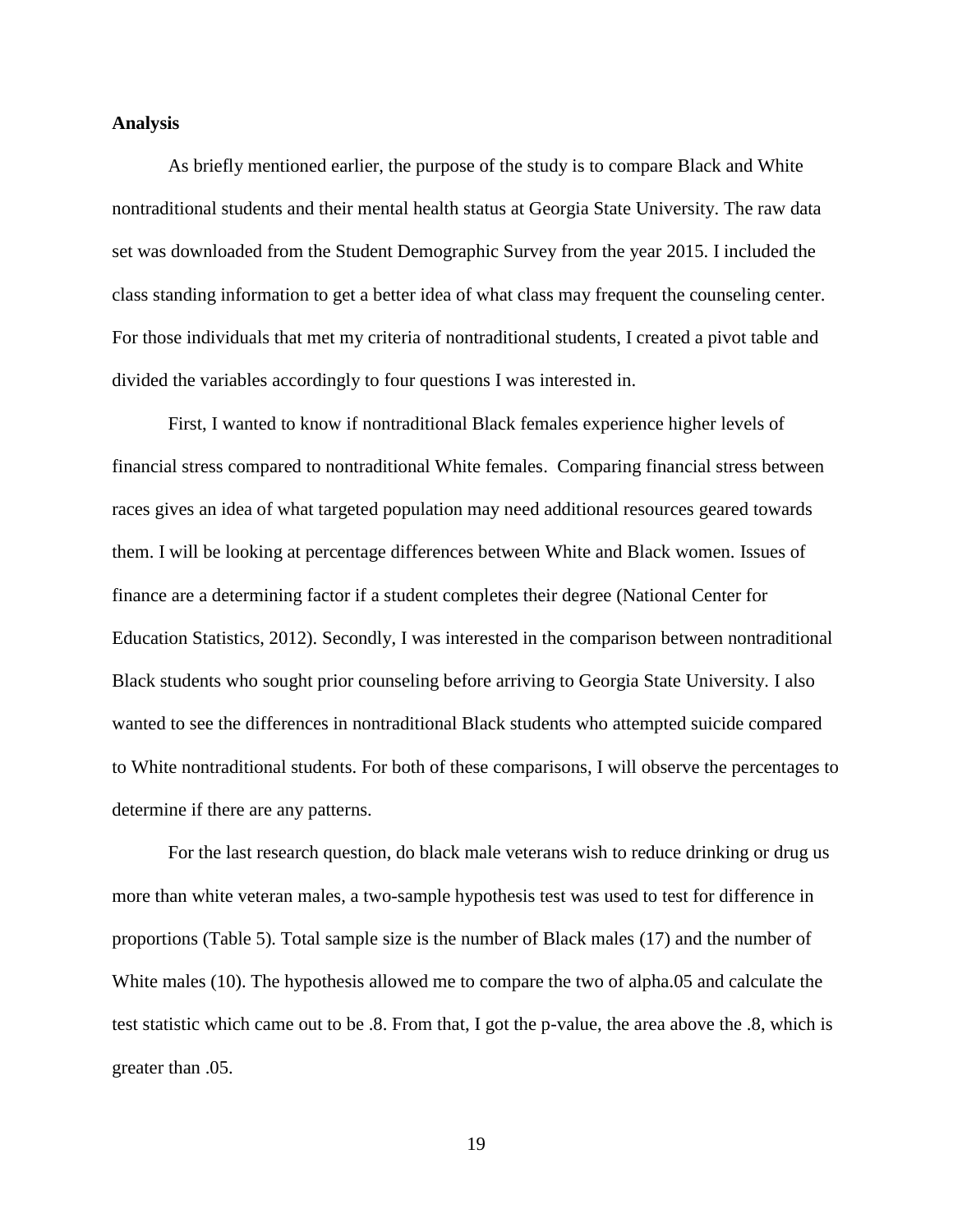**Analysis**

As briefly mentioned earlier, the purpose of the study is to compare Black and White nontraditional students and their mental health status at Georgia State University. The raw data set was downloaded from the Student Demographic Survey from the year 2015. I included the class standing information to get a better idea of what class may frequent the counseling center. For those individuals that met my criteria of nontraditional students, I created a pivot table and divided the variables accordingly to four questions I was interested in.

First, I wanted to know if nontraditional Black females experience higher levels of financial stress compared to nontraditional White females. Comparing financial stress between races gives an idea of what targeted population may need additional resources geared towards them. I will be looking at percentage differences between White and Black women. Issues of finance are a determining factor if a student completes their degree (National Center for Education Statistics, 2012). Secondly, I was interested in the comparison between nontraditional Black students who sought prior counseling before arriving to Georgia State University. I also wanted to see the differences in nontraditional Black students who attempted suicide compared to White nontraditional students. For both of these comparisons, I will observe the percentages to determine if there are any patterns.

For the last research question, do black male veterans wish to reduce drinking or drug us more than white veteran males, a two-sample hypothesis test was used to test for difference in proportions (Table 5). Total sample size is the number of Black males (17) and the number of White males (10). The hypothesis allowed me to compare the two of alpha.05 and calculate the test statistic which came out to be .8. From that, I got the p-value, the area above the .8, which is greater than .05.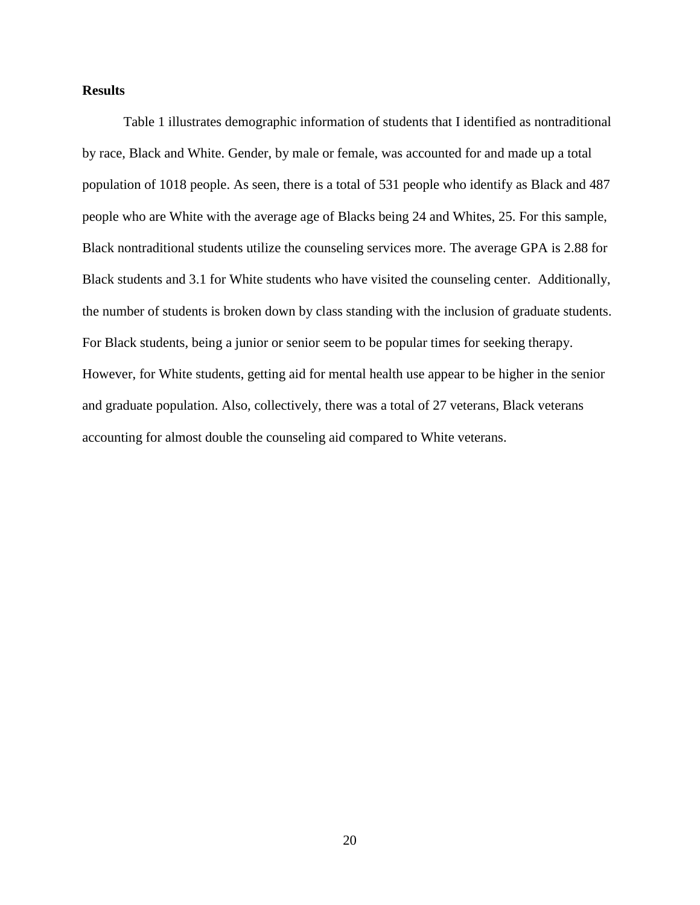**Results**

Table 1 illustrates demographic information of students that I identified as nontraditional by race, Black and White. Gender, by male or female, was accounted for and made up a total population of 1018 people. As seen, there is a total of 531 people who identify as Black and 487 people who are White with the average age of Blacks being 24 and Whites, 25. For this sample, Black nontraditional students utilize the counseling services more. The average GPA is 2.88 for Black students and 3.1 for White students who have visited the counseling center. Additionally, the number of students is broken down by class standing with the inclusion of graduate students. For Black students, being a junior or senior seem to be popular times for seeking therapy. However, for White students, getting aid for mental health use appear to be higher in the senior and graduate population. Also, collectively, there was a total of 27 veterans, Black veterans accounting for almost double the counseling aid compared to White veterans.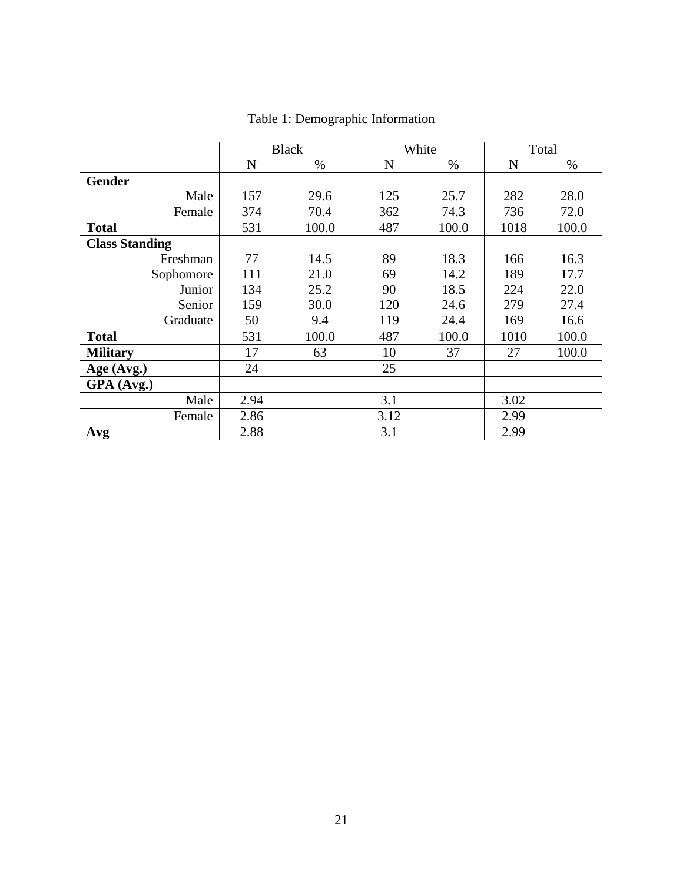Table 1: Demographic Information

| | Black | | White | | Total | |
|---|---|---|---|---|---|---|
| | N | % | N | % | N | % |
| **Gender** | | | | | | |
| Male | 157 | 29.6 | 125 | 25.7 | 282 | 28.0 |
| Female | 374 | 70.4 | 362 | 74.3 | 736 | 72.0 |
| **Total** | 531 | 100.0 | 487 | 100.0 | 1018 | 100.0 |
| **Class Standing** | | | | | | |
| Freshman | 77 | 14.5 | 89 | 18.3 | 166 | 16.3 |
| Sophomore | 111 | 21.0 | 69 | 14.2 | 189 | 17.7 |
| Junior | 134 | 25.2 | 90 | 18.5 | 224 | 22.0 |
| Senior | 159 | 30.0 | 120 | 24.6 | 279 | 27.4 |
| Graduate | 50 | 9.4 | 119 | 24.4 | 169 | 16.6 |
| **Total** | 531 | 100.0 | 487 | 100.0 | 1010 | 100.0 |
| **Military** | 17 | 63 | 10 | 37 | 27 | 100.0 |
| **Age (Avg.)** | 24 | | 25 | | | |
| **GPA (Avg.)** | | | | | | |
| Male | 2.94 | | 3.1 | | 3.02 | |
| Female | 2.86 | | 3.12 | | 2.99 | |
| **Avg** | 2.88 | | 3.1 | | 2.99 | |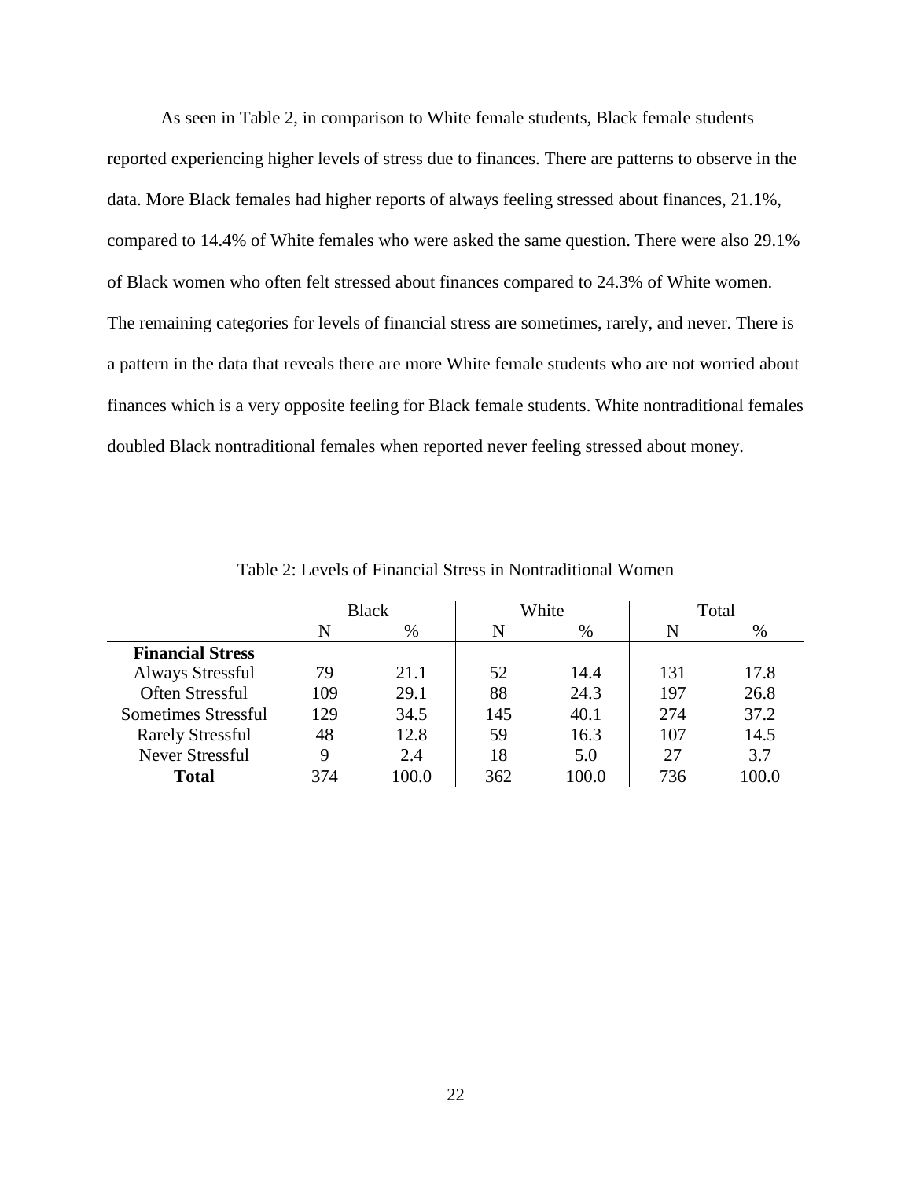As seen in Table 2, in comparison to White female students, Black female students reported experiencing higher levels of stress due to finances. There are patterns to observe in the data. More Black females had higher reports of always feeling stressed about finances, 21.1%, compared to 14.4% of White females who were asked the same question. There were also 29.1% of Black women who often felt stressed about finances compared to 24.3% of White women. The remaining categories for levels of financial stress are sometimes, rarely, and never. There is a pattern in the data that reveals there are more White female students who are not worried about finances which is a very opposite feeling for Black female students. White nontraditional females doubled Black nontraditional females when reported never feeling stressed about money.

Table 2: Levels of Financial Stress in Nontraditional Women

| | Black | | White | | Total | |
|---|---|---|---|---|---|---|
| | N | % | N | % | N | % |
| **Financial Stress** | | | | | | |
| Always Stressful | 79 | 21.1 | 52 | 14.4 | 131 | 17.8 |
| Often Stressful | 109 | 29.1 | 88 | 24.3 | 197 | 26.8 |
| Sometimes Stressful | 129 | 34.5 | 145 | 40.1 | 274 | 37.2 |
| Rarely Stressful | 48 | 12.8 | 59 | 16.3 | 107 | 14.5 |
| Never Stressful | 9 | 2.4 | 18 | 5.0 | 27 | 3.7 |
| **Total** | 374 | 100.0 | 362 | 100.0 | 736 | 100.0 |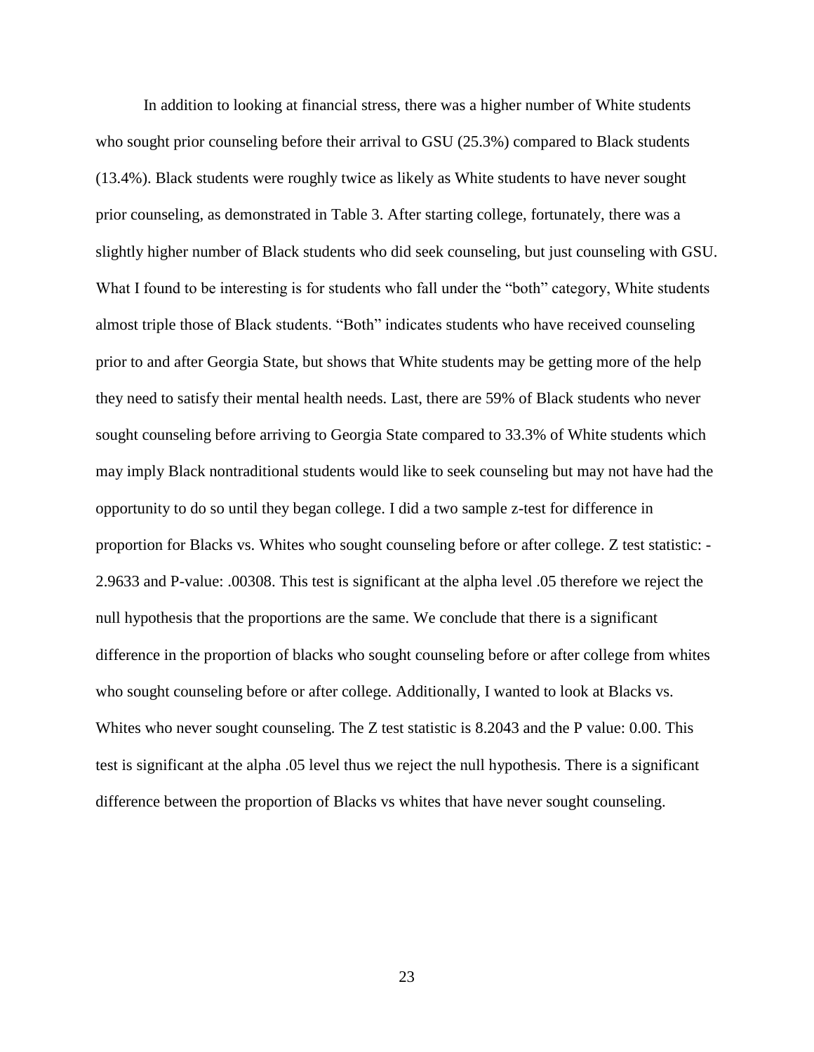In addition to looking at financial stress, there was a higher number of White students who sought prior counseling before their arrival to GSU (25.3%) compared to Black students (13.4%). Black students were roughly twice as likely as White students to have never sought prior counseling, as demonstrated in Table 3. After starting college, fortunately, there was a slightly higher number of Black students who did seek counseling, but just counseling with GSU. What I found to be interesting is for students who fall under the "both" category, White students almost triple those of Black students. "Both" indicates students who have received counseling prior to and after Georgia State, but shows that White students may be getting more of the help they need to satisfy their mental health needs. Last, there are 59% of Black students who never sought counseling before arriving to Georgia State compared to 33.3% of White students which may imply Black nontraditional students would like to seek counseling but may not have had the opportunity to do so until they began college. I did a two sample z-test for difference in proportion for Blacks vs. Whites who sought counseling before or after college. Z test statistic: -2.9633 and P-value: .00308. This test is significant at the alpha level .05 therefore we reject the null hypothesis that the proportions are the same. We conclude that there is a significant difference in the proportion of blacks who sought counseling before or after college from whites who sought counseling before or after college. Additionally, I wanted to look at Blacks vs. Whites who never sought counseling. The Z test statistic is 8.2043 and the P value: 0.00. This test is significant at the alpha .05 level thus we reject the null hypothesis. There is a significant difference between the proportion of Blacks vs whites that have never sought counseling.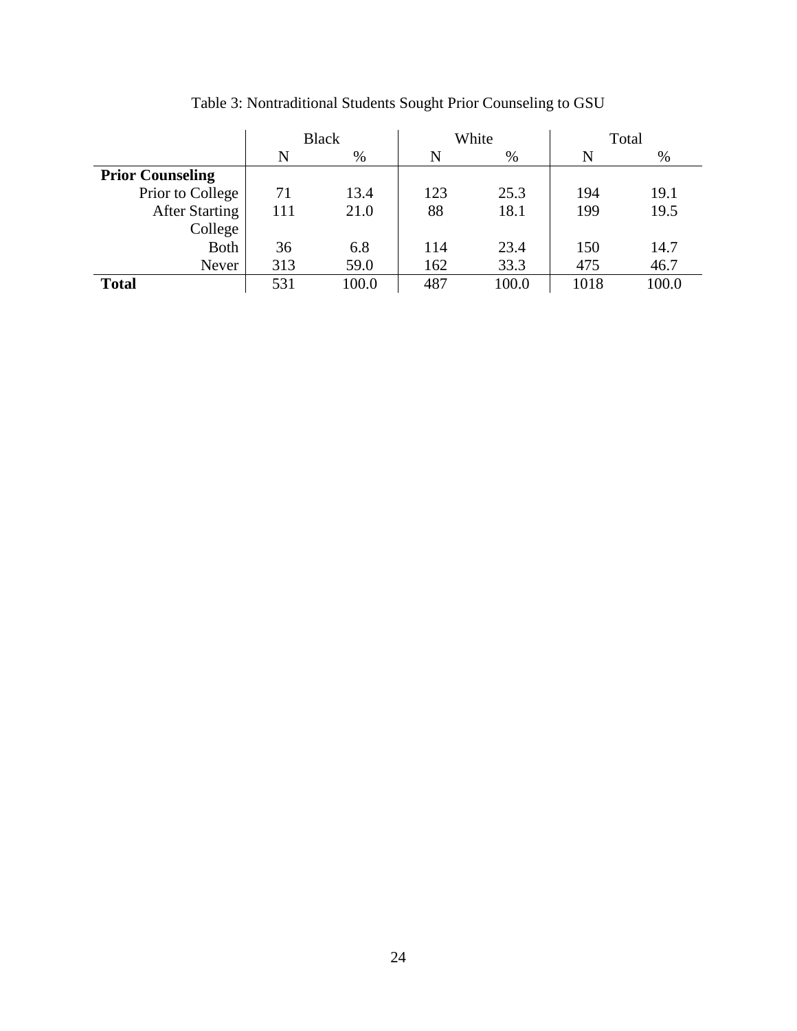Table 3: Nontraditional Students Sought Prior Counseling to GSU

| | Black | | White | | Total | |
|---|---|---|---|---|---|---|
| | N | % | N | % | N | % |
| **Prior Counseling** | | | | | | |
| Prior to College | 71 | 13.4 | 123 | 25.3 | 194 | 19.1 |
| After Starting College | 111 | 21.0 | 88 | 18.1 | 199 | 19.5 |
| Both | 36 | 6.8 | 114 | 23.4 | 150 | 14.7 |
| Never | 313 | 59.0 | 162 | 33.3 | 475 | 46.7 |
| **Total** | 531 | 100.0 | 487 | 100.0 | 1018 | 100.0 |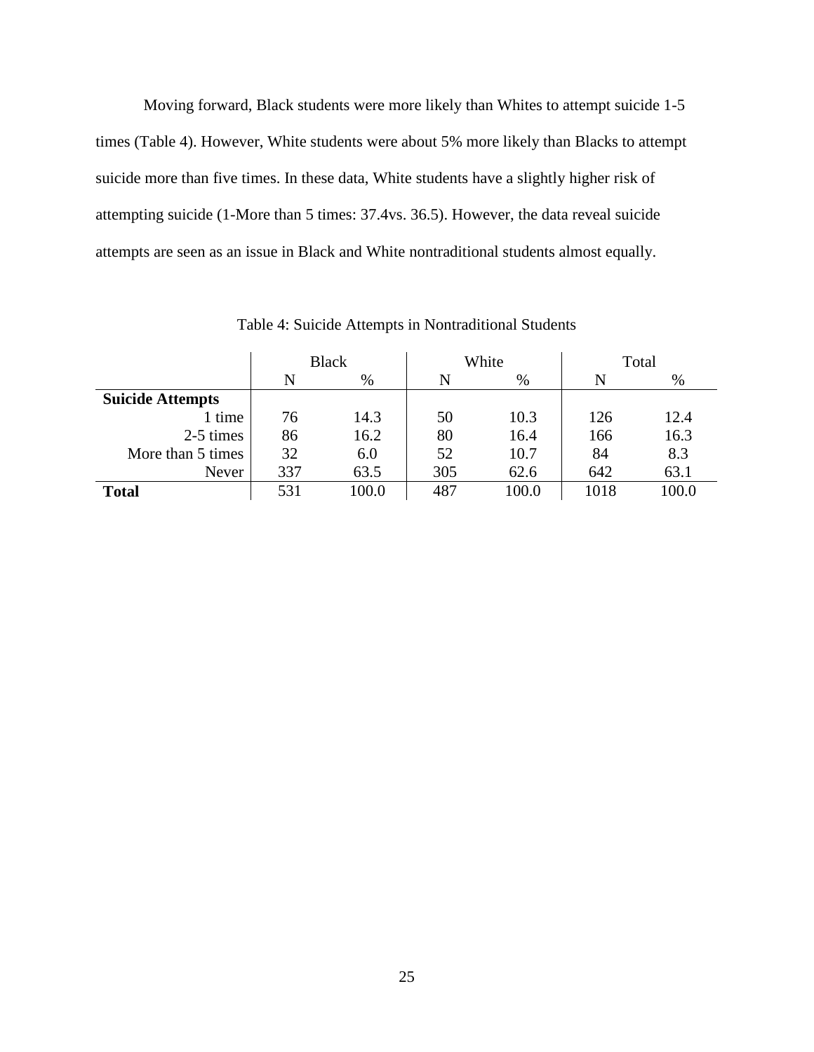Moving forward, Black students were more likely than Whites to attempt suicide 1-5 times (Table 4). However, White students were about 5% more likely than Blacks to attempt suicide more than five times. In these data, White students have a slightly higher risk of attempting suicide (1-More than 5 times: 37.4vs. 36.5). However, the data reveal suicide attempts are seen as an issue in Black and White nontraditional students almost equally.

Table 4: Suicide Attempts in Nontraditional Students

| | Black | | White | | Total | |
|---|---|---|---|---|---|---|
| | N | % | N | % | N | % |
| **Suicide Attempts** | | | | | | |
| 1 time | 76 | 14.3 | 50 | 10.3 | 126 | 12.4 |
| 2-5 times | 86 | 16.2 | 80 | 16.4 | 166 | 16.3 |
| More than 5 times | 32 | 6.0 | 52 | 10.7 | 84 | 8.3 |
| Never | 337 | 63.5 | 305 | 62.6 | 642 | 63.1 |
| **Total** | 531 | 100.0 | 487 | 100.0 | 1018 | 100.0 |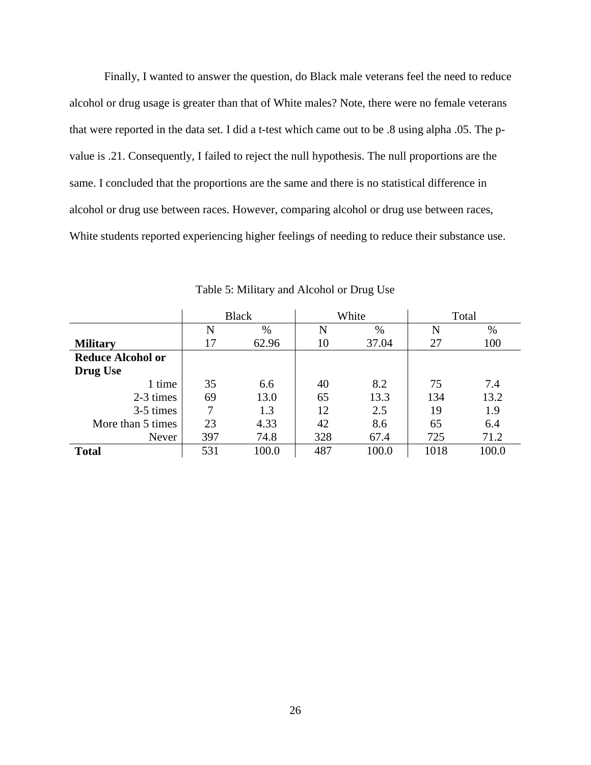Finally, I wanted to answer the question, do Black male veterans feel the need to reduce alcohol or drug usage is greater than that of White males? Note, there were no female veterans that were reported in the data set. I did a t-test which came out to be .8 using alpha .05. The p-value is .21. Consequently, I failed to reject the null hypothesis. The null proportions are the same. I concluded that the proportions are the same and there is no statistical difference in alcohol or drug use between races. However, comparing alcohol or drug use between races, White students reported experiencing higher feelings of needing to reduce their substance use.

Table 5: Military and Alcohol or Drug Use

| | Black | | White | | Total | |
|---|---|---|---|---|---|---|
| | N | % | N | % | N | % |
| **Military** | 17 | 62.96 | 10 | 37.04 | 27 | 100 |
| **Reduce Alcohol or Drug Use** | | | | | | |
| 1 time | 35 | 6.6 | 40 | 8.2 | 75 | 7.4 |
| 2-3 times | 69 | 13.0 | 65 | 13.3 | 134 | 13.2 |
| 3-5 times | 7 | 1.3 | 12 | 2.5 | 19 | 1.9 |
| More than 5 times | 23 | 4.33 | 42 | 8.6 | 65 | 6.4 |
| Never | 397 | 74.8 | 328 | 67.4 | 725 | 71.2 |
| **Total** | 531 | 100.0 | 487 | 100.0 | 1018 | 100.0 |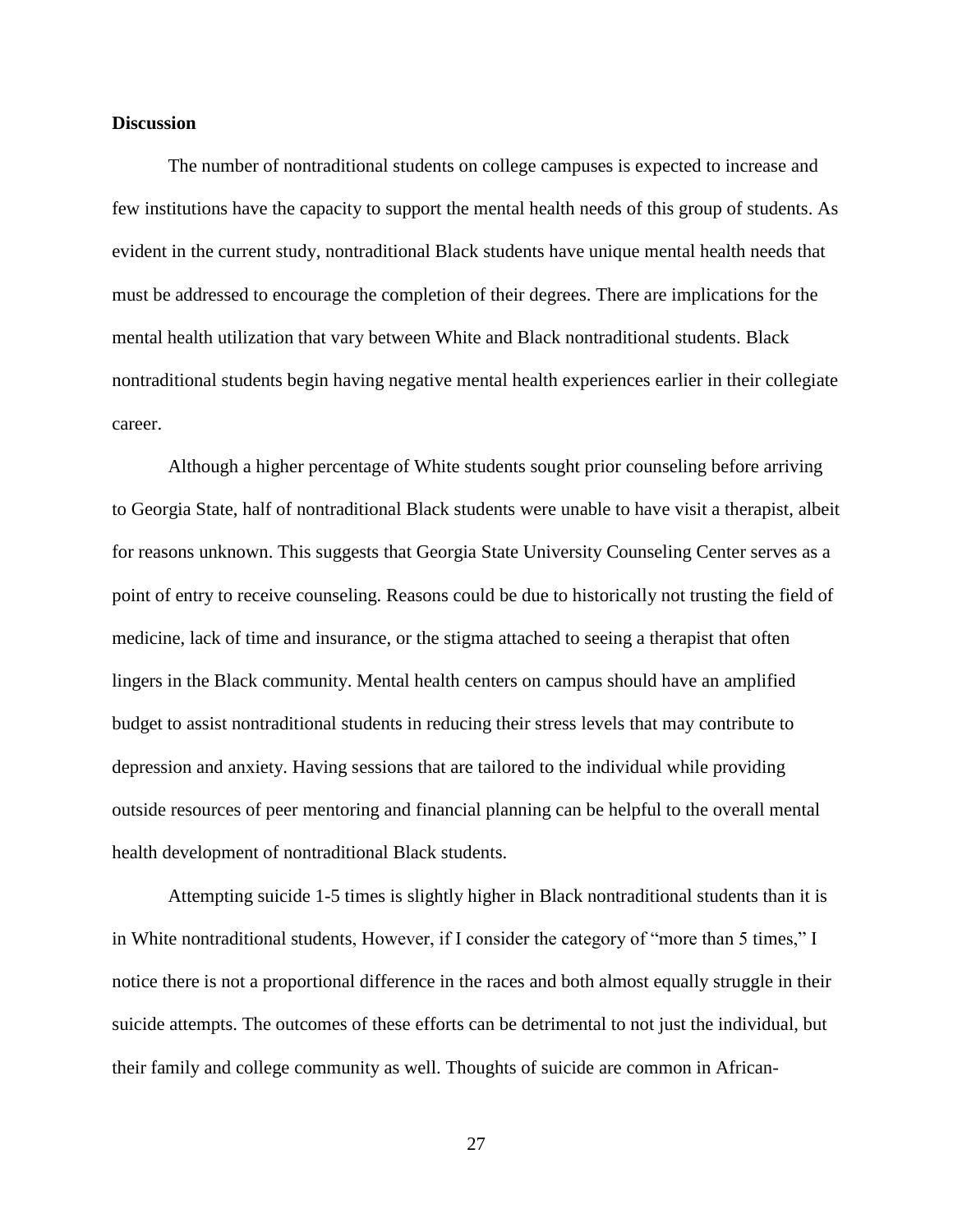**Discussion**

The number of nontraditional students on college campuses is expected to increase and few institutions have the capacity to support the mental health needs of this group of students. As evident in the current study, nontraditional Black students have unique mental health needs that must be addressed to encourage the completion of their degrees. There are implications for the mental health utilization that vary between White and Black nontraditional students. Black nontraditional students begin having negative mental health experiences earlier in their collegiate career.

Although a higher percentage of White students sought prior counseling before arriving to Georgia State, half of nontraditional Black students were unable to have visit a therapist, albeit for reasons unknown. This suggests that Georgia State University Counseling Center serves as a point of entry to receive counseling. Reasons could be due to historically not trusting the field of medicine, lack of time and insurance, or the stigma attached to seeing a therapist that often lingers in the Black community. Mental health centers on campus should have an amplified budget to assist nontraditional students in reducing their stress levels that may contribute to depression and anxiety. Having sessions that are tailored to the individual while providing outside resources of peer mentoring and financial planning can be helpful to the overall mental health development of nontraditional Black students.

Attempting suicide 1-5 times is slightly higher in Black nontraditional students than it is in White nontraditional students, However, if I consider the category of "more than 5 times," I notice there is not a proportional difference in the races and both almost equally struggle in their suicide attempts. The outcomes of these efforts can be detrimental to not just the individual, but their family and college community as well. Thoughts of suicide are common in African-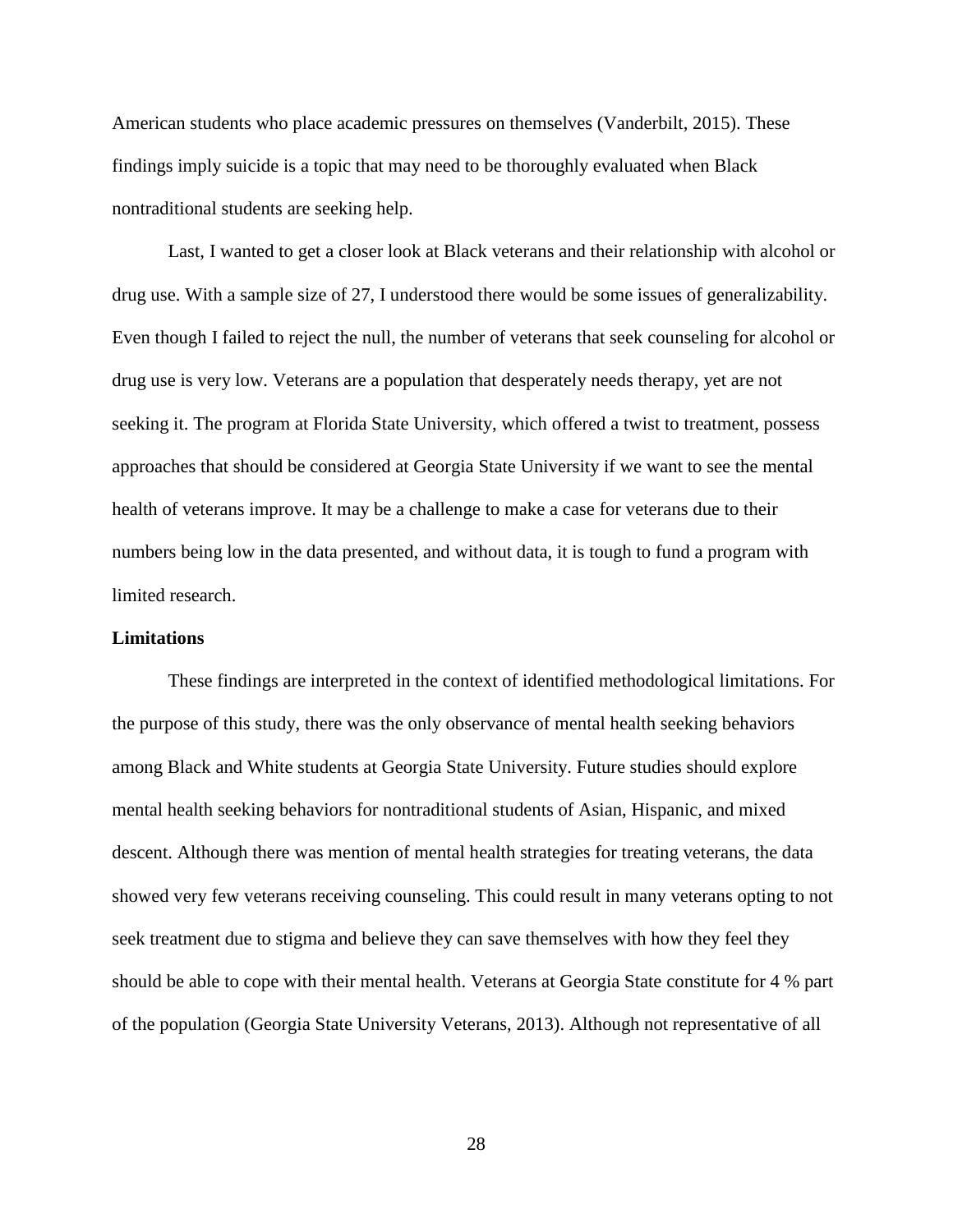American students who place academic pressures on themselves (Vanderbilt, 2015). These findings imply suicide is a topic that may need to be thoroughly evaluated when Black nontraditional students are seeking help.

Last, I wanted to get a closer look at Black veterans and their relationship with alcohol or drug use. With a sample size of 27, I understood there would be some issues of generalizability. Even though I failed to reject the null, the number of veterans that seek counseling for alcohol or drug use is very low. Veterans are a population that desperately needs therapy, yet are not seeking it. The program at Florida State University, which offered a twist to treatment, possess approaches that should be considered at Georgia State University if we want to see the mental health of veterans improve. It may be a challenge to make a case for veterans due to their numbers being low in the data presented, and without data, it is tough to fund a program with limited research.

**Limitations**

These findings are interpreted in the context of identified methodological limitations. For the purpose of this study, there was the only observance of mental health seeking behaviors among Black and White students at Georgia State University. Future studies should explore mental health seeking behaviors for nontraditional students of Asian, Hispanic, and mixed descent. Although there was mention of mental health strategies for treating veterans, the data showed very few veterans receiving counseling. This could result in many veterans opting to not seek treatment due to stigma and believe they can save themselves with how they feel they should be able to cope with their mental health. Veterans at Georgia State constitute for 4 % part of the population (Georgia State University Veterans, 2013). Although not representative of all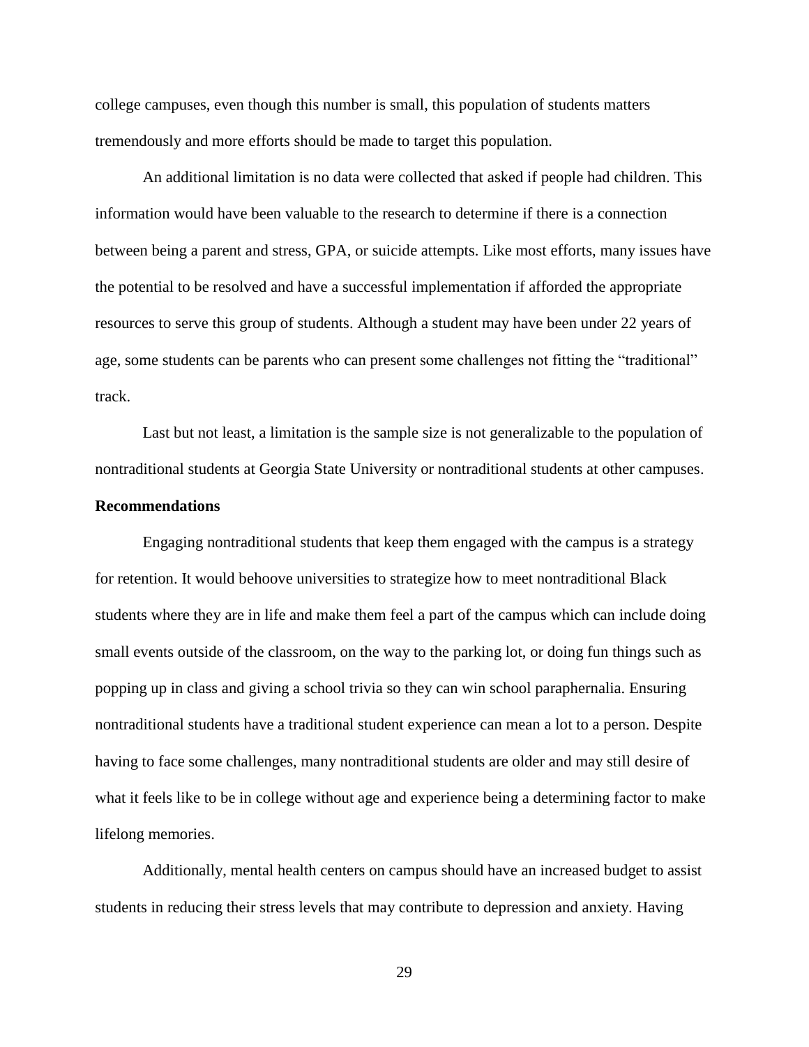college campuses, even though this number is small, this population of students matters tremendously and more efforts should be made to target this population.

An additional limitation is no data were collected that asked if people had children. This information would have been valuable to the research to determine if there is a connection between being a parent and stress, GPA, or suicide attempts. Like most efforts, many issues have the potential to be resolved and have a successful implementation if afforded the appropriate resources to serve this group of students. Although a student may have been under 22 years of age, some students can be parents who can present some challenges not fitting the "traditional" track.

Last but not least, a limitation is the sample size is not generalizable to the population of nontraditional students at Georgia State University or nontraditional students at other campuses.

**Recommendations**

Engaging nontraditional students that keep them engaged with the campus is a strategy for retention. It would behoove universities to strategize how to meet nontraditional Black students where they are in life and make them feel a part of the campus which can include doing small events outside of the classroom, on the way to the parking lot, or doing fun things such as popping up in class and giving a school trivia so they can win school paraphernalia. Ensuring nontraditional students have a traditional student experience can mean a lot to a person. Despite having to face some challenges, many nontraditional students are older and may still desire of what it feels like to be in college without age and experience being a determining factor to make lifelong memories.

Additionally, mental health centers on campus should have an increased budget to assist students in reducing their stress levels that may contribute to depression and anxiety. Having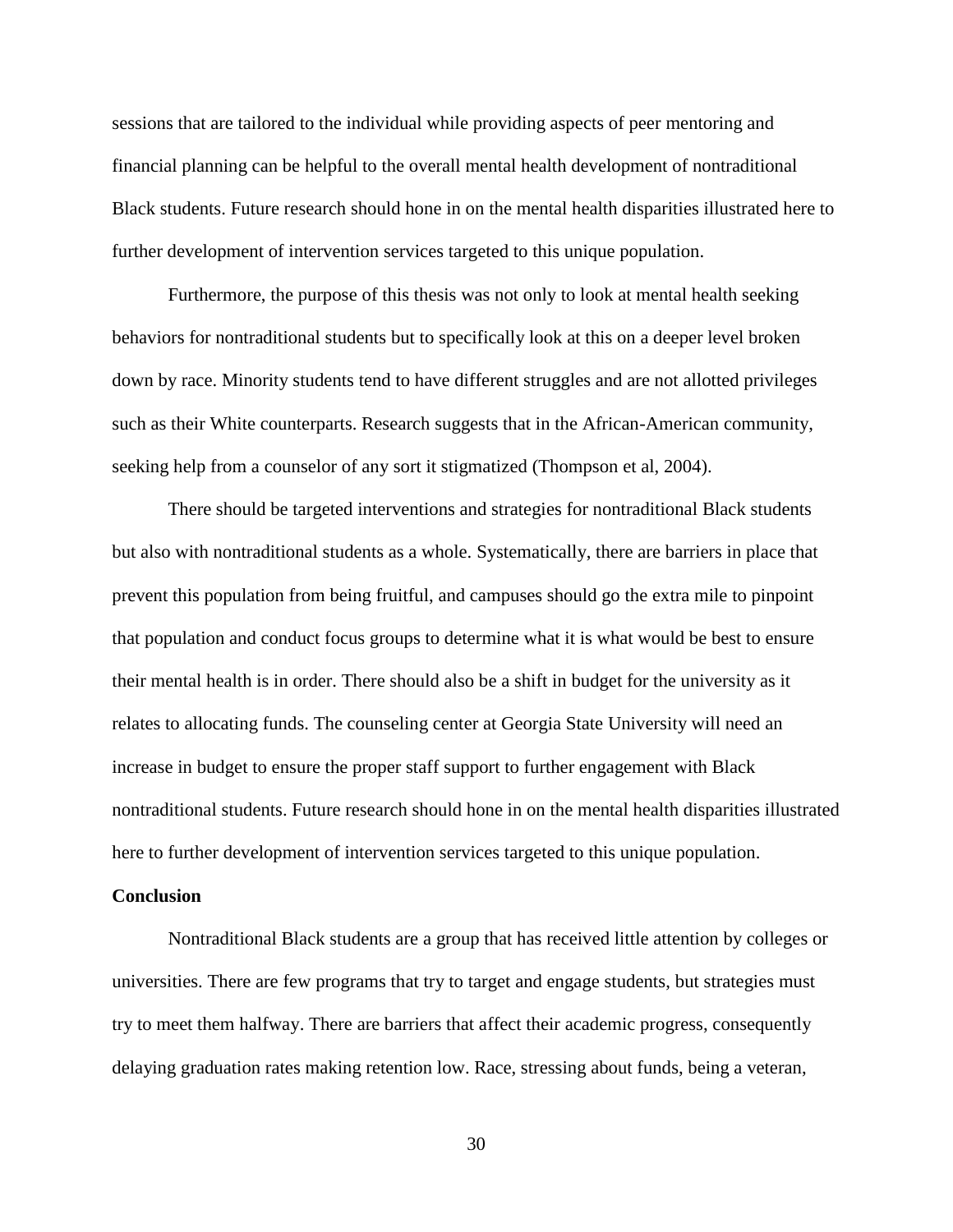sessions that are tailored to the individual while providing aspects of peer mentoring and financial planning can be helpful to the overall mental health development of nontraditional Black students. Future research should hone in on the mental health disparities illustrated here to further development of intervention services targeted to this unique population.

Furthermore, the purpose of this thesis was not only to look at mental health seeking behaviors for nontraditional students but to specifically look at this on a deeper level broken down by race. Minority students tend to have different struggles and are not allotted privileges such as their White counterparts. Research suggests that in the African-American community, seeking help from a counselor of any sort it stigmatized (Thompson et al, 2004).

There should be targeted interventions and strategies for nontraditional Black students but also with nontraditional students as a whole. Systematically, there are barriers in place that prevent this population from being fruitful, and campuses should go the extra mile to pinpoint that population and conduct focus groups to determine what it is what would be best to ensure their mental health is in order. There should also be a shift in budget for the university as it relates to allocating funds. The counseling center at Georgia State University will need an increase in budget to ensure the proper staff support to further engagement with Black nontraditional students. Future research should hone in on the mental health disparities illustrated here to further development of intervention services targeted to this unique population.

**Conclusion**

Nontraditional Black students are a group that has received little attention by colleges or universities. There are few programs that try to target and engage students, but strategies must try to meet them halfway. There are barriers that affect their academic progress, consequently delaying graduation rates making retention low. Race, stressing about funds, being a veteran,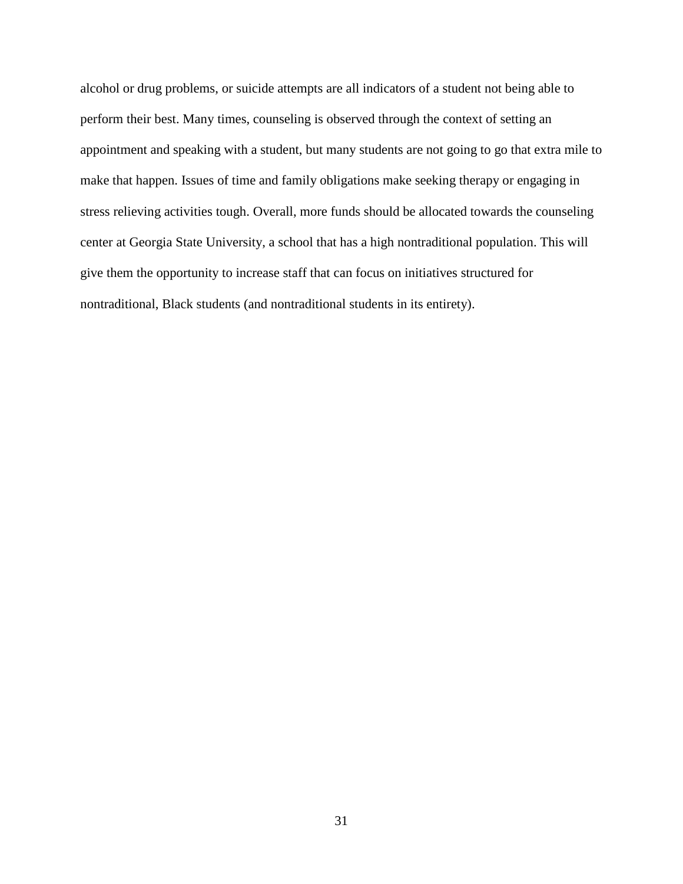alcohol or drug problems, or suicide attempts are all indicators of a student not being able to perform their best. Many times, counseling is observed through the context of setting an appointment and speaking with a student, but many students are not going to go that extra mile to make that happen. Issues of time and family obligations make seeking therapy or engaging in stress relieving activities tough. Overall, more funds should be allocated towards the counseling center at Georgia State University, a school that has a high nontraditional population. This will give them the opportunity to increase staff that can focus on initiatives structured for nontraditional, Black students (and nontraditional students in its entirety).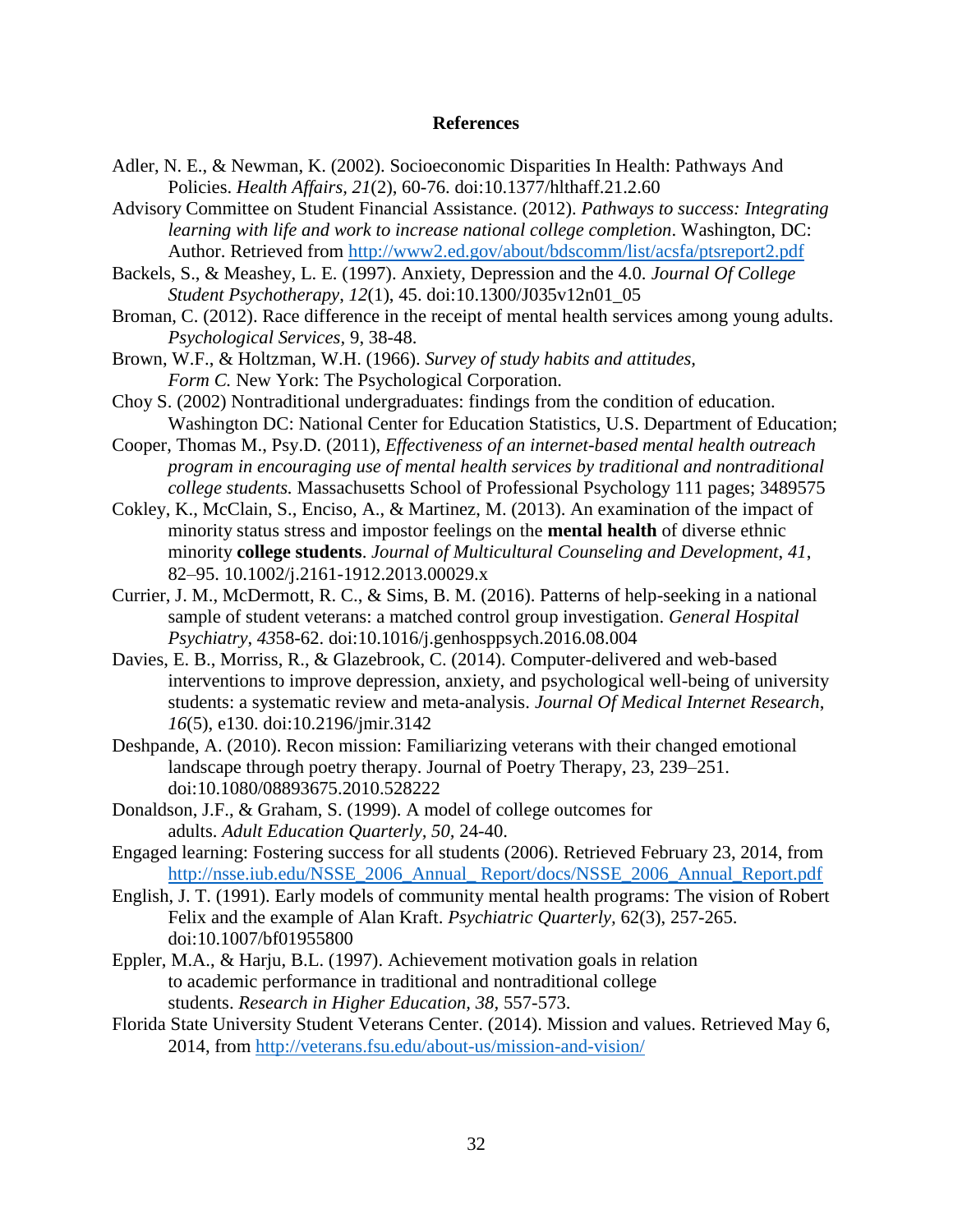# References

Adler, N. E., & Newman, K. (2002). Socioeconomic Disparities In Health: Pathways And Policies. *Health Affairs*, *21*(2), 60-76. doi:10.1377/hlthaff.21.2.60

Advisory Committee on Student Financial Assistance. (2012). *Pathways to success: Integrating learning with life and work to increase national college completion*. Washington, DC: Author. Retrieved from http://www2.ed.gov/about/bdscomm/list/acsfa/ptsreport2.pdf

Backels, S., & Meashey, L. E. (1997). Anxiety, Depression and the 4.0. *Journal Of College Student Psychotherapy*, *12*(1), 45. doi:10.1300/J035v12n01_05

Broman, C. (2012). Race difference in the receipt of mental health services among young adults. *Psychological Services*, 9, 38-48.

Brown, W.F., & Holtzman, W.H. (1966). *Survey of study habits and attitudes, Form C.* New York: The Psychological Corporation.

Choy S. (2002) Nontraditional undergraduates: findings from the condition of education. Washington DC: National Center for Education Statistics, U.S. Department of Education;

Cooper, Thomas M., Psy.D. (2011), *Effectiveness of an internet-based mental health outreach program in encouraging use of mental health services by traditional and nontraditional college students.* Massachusetts School of Professional Psychology 111 pages; 3489575

Cokley, K., McClain, S., Enciso, A., & Martinez, M. (2013). An examination of the impact of minority status stress and impostor feelings on the **mental health** of diverse ethnic minority **college students**. *Journal of Multicultural Counseling and Development*, *41*, 82–95. 10.1002/j.2161-1912.2013.00029.x

Currier, J. M., McDermott, R. C., & Sims, B. M. (2016). Patterns of help-seeking in a national sample of student veterans: a matched control group investigation. *General Hospital Psychiatry*, *43*58-62. doi:10.1016/j.genhosppsych.2016.08.004

Davies, E. B., Morriss, R., & Glazebrook, C. (2014). Computer-delivered and web-based interventions to improve depression, anxiety, and psychological well-being of university students: a systematic review and meta-analysis. *Journal Of Medical Internet Research*, *16*(5), e130. doi:10.2196/jmir.3142

Deshpande, A. (2010). Recon mission: Familiarizing veterans with their changed emotional landscape through poetry therapy. Journal of Poetry Therapy, 23, 239–251. doi:10.1080/08893675.2010.528222

Donaldson, J.F., & Graham, S. (1999). A model of college outcomes for adults. *Adult Education Quarterly*, *50*, 24-40.

Engaged learning: Fostering success for all students (2006). Retrieved February 23, 2014, from http://nsse.iub.edu/NSSE_2006_Annual_ Report/docs/NSSE_2006_Annual_Report.pdf

English, J. T. (1991). Early models of community mental health programs: The vision of Robert Felix and the example of Alan Kraft. *Psychiatric Quarterly*, 62(3), 257-265. doi:10.1007/bf01955800

Eppler, M.A., & Harju, B.L. (1997). Achievement motivation goals in relation to academic performance in traditional and nontraditional college students. *Research in Higher Education*, *38*, 557-573.

Florida State University Student Veterans Center. (2014). Mission and values. Retrieved May 6, 2014, from http://veterans.fsu.edu/about-us/mission-and-vision/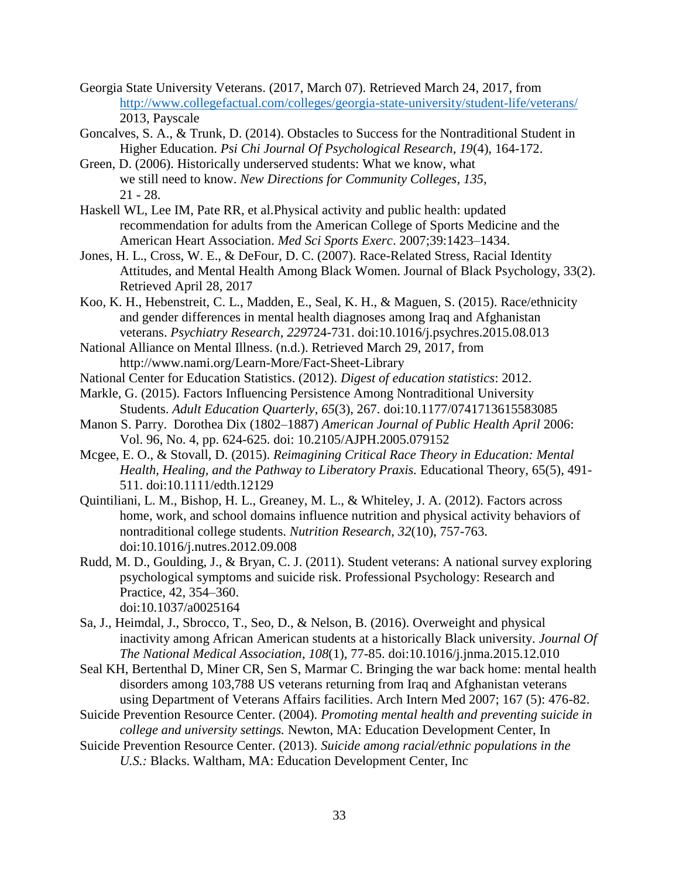Georgia State University Veterans. (2017, March 07). Retrieved March 24, 2017, from http://www.collegefactual.com/colleges/georgia-state-university/student-life/veterans/ 2013, Payscale

Goncalves, S. A., & Trunk, D. (2014). Obstacles to Success for the Nontraditional Student in Higher Education. *Psi Chi Journal Of Psychological Research*, *19*(4), 164-172.

Green, D. (2006). Historically underserved students: What we know, what we still need to know. *New Directions for Community Colleges*, *135*, 21 - 28.

Haskell WL, Lee IM, Pate RR, et al.Physical activity and public health: updated recommendation for adults from the American College of Sports Medicine and the American Heart Association. *Med Sci Sports Exerc*. 2007;39:1423–1434.

Jones, H. L., Cross, W. E., & DeFour, D. C. (2007). Race-Related Stress, Racial Identity Attitudes, and Mental Health Among Black Women. Journal of Black Psychology, 33(2). Retrieved April 28, 2017

Koo, K. H., Hebenstreit, C. L., Madden, E., Seal, K. H., & Maguen, S. (2015). Race/ethnicity and gender differences in mental health diagnoses among Iraq and Afghanistan veterans. *Psychiatry Research*, *229*724-731. doi:10.1016/j.psychres.2015.08.013

National Alliance on Mental Illness. (n.d.). Retrieved March 29, 2017, from http://www.nami.org/Learn-More/Fact-Sheet-Library

National Center for Education Statistics. (2012). *Digest of education statistics*: 2012.

Markle, G. (2015). Factors Influencing Persistence Among Nontraditional University Students. *Adult Education Quarterly*, *65*(3), 267. doi:10.1177/0741713615583085

Manon S. Parry. Dorothea Dix (1802–1887) *American Journal of Public Health April* 2006: Vol. 96, No. 4, pp. 624-625. doi: 10.2105/AJPH.2005.079152

Mcgee, E. O., & Stovall, D. (2015). *Reimagining Critical Race Theory in Education: Mental Health, Healing, and the Pathway to Liberatory Praxis.* Educational Theory, 65(5), 491-511. doi:10.1111/edth.12129

Quintiliani, L. M., Bishop, H. L., Greaney, M. L., & Whiteley, J. A. (2012). Factors across home, work, and school domains influence nutrition and physical activity behaviors of nontraditional college students. *Nutrition Research*, *32*(10), 757-763. doi:10.1016/j.nutres.2012.09.008

Rudd, M. D., Goulding, J., & Bryan, C. J. (2011). Student veterans: A national survey exploring psychological symptoms and suicide risk. Professional Psychology: Research and Practice, 42, 354–360. doi:10.1037/a0025164

Sa, J., Heimdal, J., Sbrocco, T., Seo, D., & Nelson, B. (2016). Overweight and physical inactivity among African American students at a historically Black university. *Journal Of The National Medical Association*, *108*(1), 77-85. doi:10.1016/j.jnma.2015.12.010

Seal KH, Bertenthal D, Miner CR, Sen S, Marmar C. Bringing the war back home: mental health disorders among 103,788 US veterans returning from Iraq and Afghanistan veterans using Department of Veterans Affairs facilities. Arch Intern Med 2007; 167 (5): 476-82.

Suicide Prevention Resource Center. (2004). *Promoting mental health and preventing suicide in college and university settings.* Newton, MA: Education Development Center, In

Suicide Prevention Resource Center. (2013). *Suicide among racial/ethnic populations in the U.S.:* Blacks. Waltham, MA: Education Development Center, Inc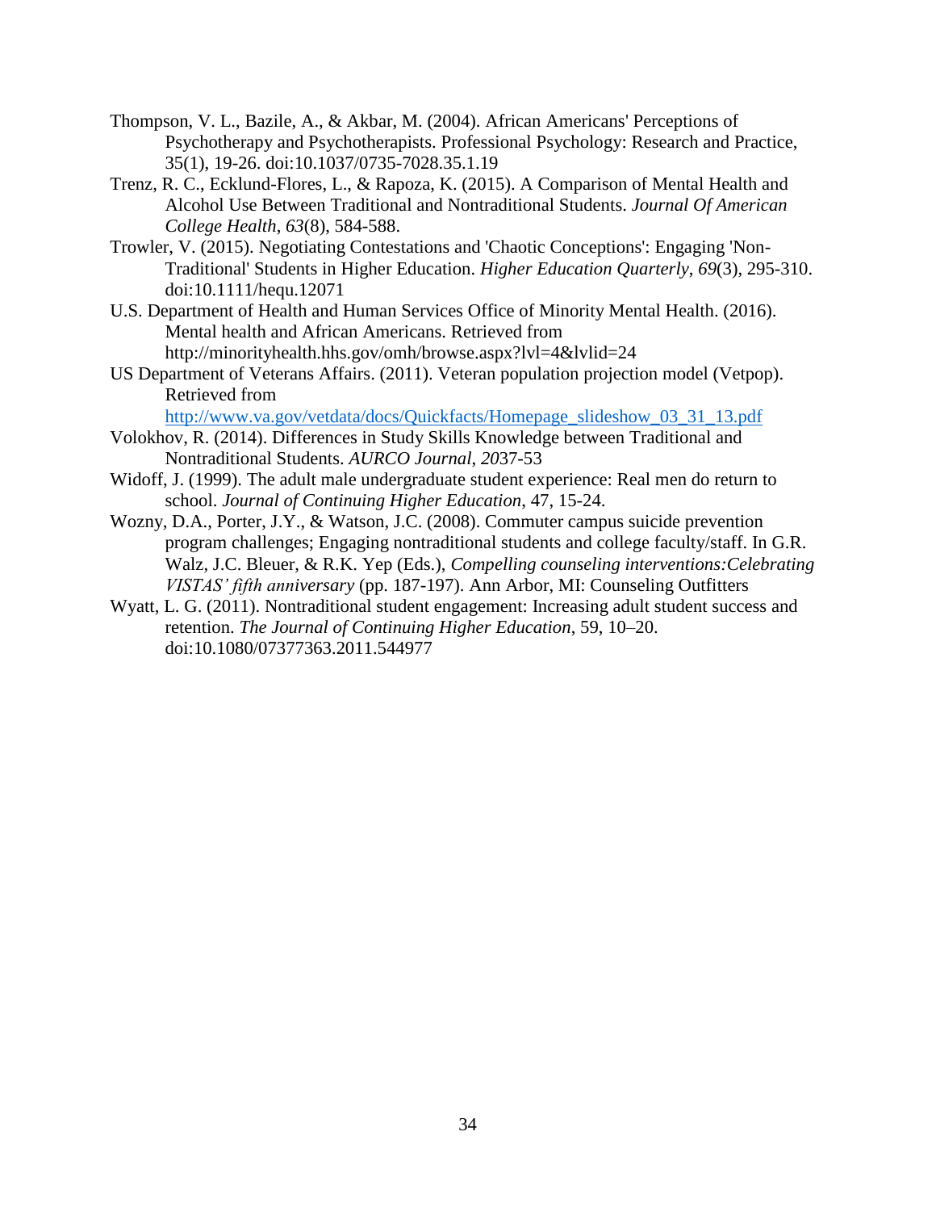Thompson, V. L., Bazile, A., & Akbar, M. (2004). African Americans' Perceptions of Psychotherapy and Psychotherapists. Professional Psychology: Research and Practice, 35(1), 19-26. doi:10.1037/0735-7028.35.1.19

Trenz, R. C., Ecklund-Flores, L., & Rapoza, K. (2015). A Comparison of Mental Health and Alcohol Use Between Traditional and Nontraditional Students. *Journal Of American College Health*, *63*(8), 584-588.

Trowler, V. (2015). Negotiating Contestations and 'Chaotic Conceptions': Engaging 'Non-Traditional' Students in Higher Education. *Higher Education Quarterly*, *69*(3), 295-310. doi:10.1111/hequ.12071

U.S. Department of Health and Human Services Office of Minority Mental Health. (2016). Mental health and African Americans. Retrieved from http://minorityhealth.hhs.gov/omh/browse.aspx?lvl=4&lvlid=24

US Department of Veterans Affairs. (2011). Veteran population projection model (Vetpop). Retrieved from http://www.va.gov/vetdata/docs/Quickfacts/Homepage_slideshow_03_31_13.pdf

Volokhov, R. (2014). Differences in Study Skills Knowledge between Traditional and Nontraditional Students. *AURCO Journal*, *20*37-53

Widoff, J. (1999). The adult male undergraduate student experience: Real men do return to school. *Journal of Continuing Higher Education*, 47, 15-24.

Wozny, D.A., Porter, J.Y., & Watson, J.C. (2008). Commuter campus suicide prevention program challenges; Engaging nontraditional students and college faculty/staff. In G.R. Walz, J.C. Bleuer, & R.K. Yep (Eds.), *Compelling counseling interventions:Celebrating VISTAS' fifth anniversary* (pp. 187-197). Ann Arbor, MI: Counseling Outfitters

Wyatt, L. G. (2011). Nontraditional student engagement: Increasing adult student success and retention. *The Journal of Continuing Higher Education*, 59, 10–20. doi:10.1080/07377363.2011.544977